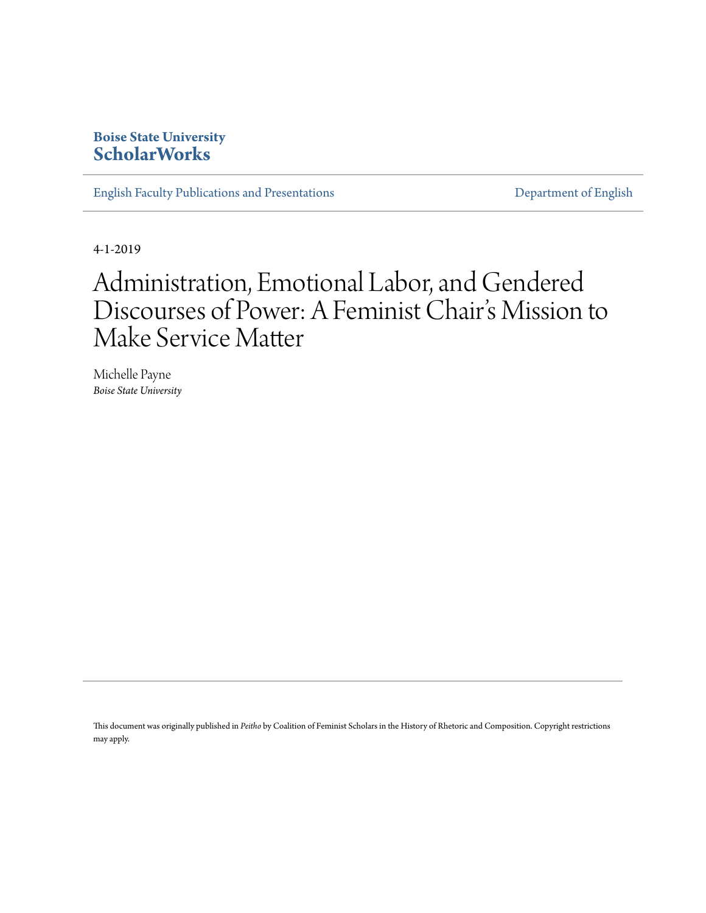**Boise State University**
**ScholarWorks**

English Faculty Publications and Presentations | Department of English

4-1-2019

# Administration, Emotional Labor, and Gendered Discourses of Power: A Feminist Chair's Mission to Make Service Matter

Michelle Payne
*Boise State University*

This document was originally published in *Peitho* by Coalition of Feminist Scholars in the History of Rhetoric and Composition. Copyright restrictions may apply.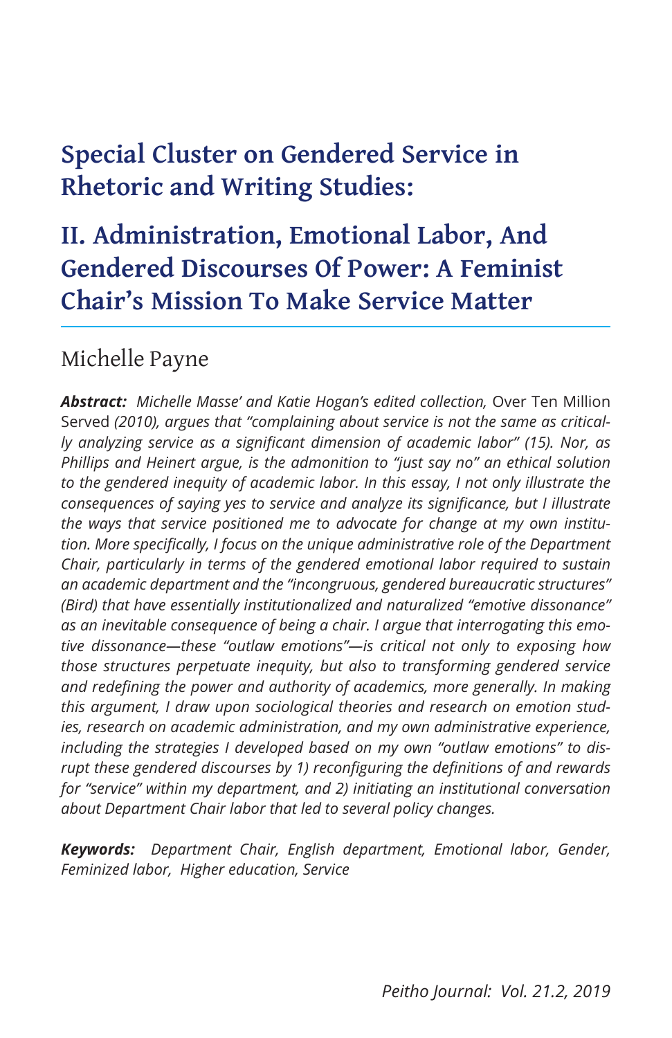# Special Cluster on Gendered Service in Rhetoric and Writing Studies:

# II. Administration, Emotional Labor, And Gendered Discourses Of Power: A Feminist Chair's Mission To Make Service Matter

Michelle Payne

***Abstract:*** *Michelle Masse' and Katie Hogan's edited collection,* Over Ten Million Served *(2010), argues that "complaining about service is not the same as critically analyzing service as a significant dimension of academic labor" (15). Nor, as Phillips and Heinert argue, is the admonition to "just say no" an ethical solution to the gendered inequity of academic labor. In this essay, I not only illustrate the consequences of saying yes to service and analyze its significance, but I illustrate the ways that service positioned me to advocate for change at my own institution. More specifically, I focus on the unique administrative role of the Department Chair, particularly in terms of the gendered emotional labor required to sustain an academic department and the "incongruous, gendered bureaucratic structures" (Bird) that have essentially institutionalized and naturalized "emotive dissonance" as an inevitable consequence of being a chair. I argue that interrogating this emotive dissonance—these "outlaw emotions"—is critical not only to exposing how those structures perpetuate inequity, but also to transforming gendered service and redefining the power and authority of academics, more generally. In making this argument, I draw upon sociological theories and research on emotion studies, research on academic administration, and my own administrative experience, including the strategies I developed based on my own "outlaw emotions" to disrupt these gendered discourses by 1) reconfiguring the definitions of and rewards for "service" within my department, and 2) initiating an institutional conversation about Department Chair labor that led to several policy changes.*

***Keywords:*** *Department Chair, English department, Emotional labor, Gender, Feminized labor, Higher education, Service*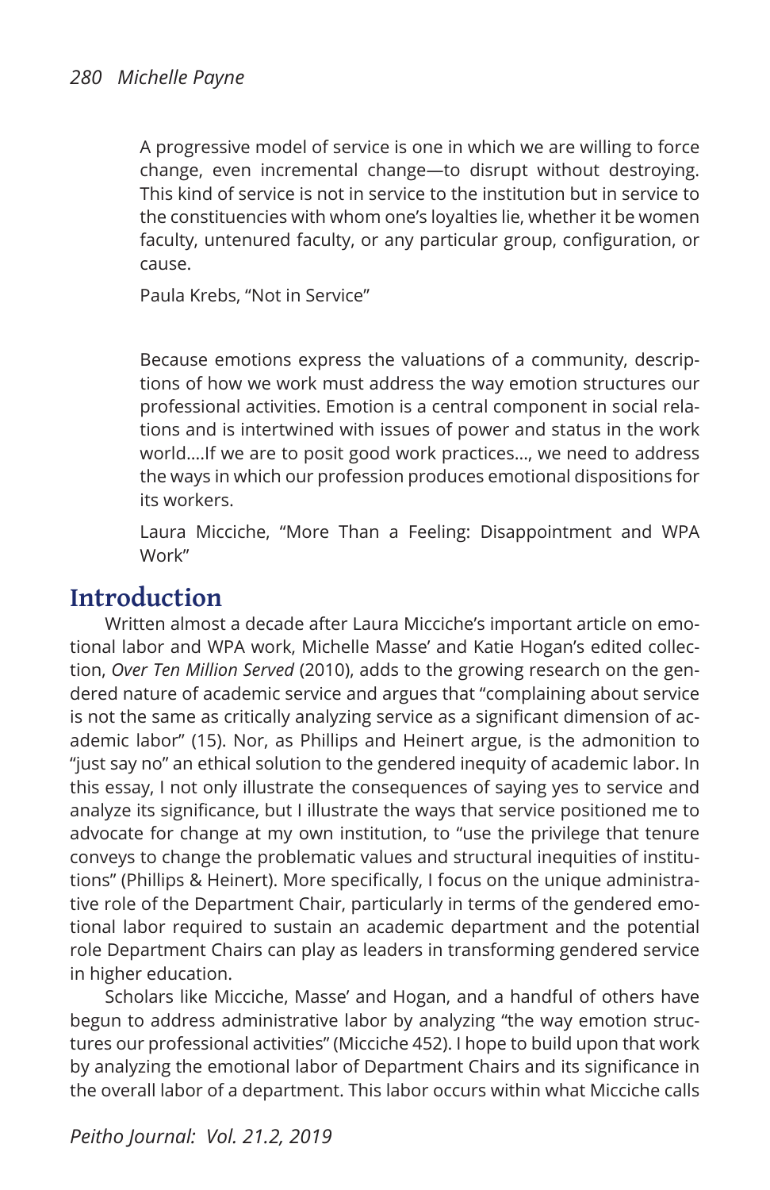> A progressive model of service is one in which we are willing to force change, even incremental change—to disrupt without destroying. This kind of service is not in service to the institution but in service to the constituencies with whom one's loyalties lie, whether it be women faculty, untenured faculty, or any particular group, configuration, or cause.
>
> Paula Krebs, "Not in Service"

> Because emotions express the valuations of a community, descriptions of how we work must address the way emotion structures our professional activities. Emotion is a central component in social relations and is intertwined with issues of power and status in the work world….If we are to posit good work practices…, we need to address the ways in which our profession produces emotional dispositions for its workers.
>
> Laura Micciche, "More Than a Feeling: Disappointment and WPA Work"

## Introduction

Written almost a decade after Laura Micciche's important article on emotional labor and WPA work, Michelle Masse' and Katie Hogan's edited collection, *Over Ten Million Served* (2010), adds to the growing research on the gendered nature of academic service and argues that "complaining about service is not the same as critically analyzing service as a significant dimension of academic labor" (15). Nor, as Phillips and Heinert argue, is the admonition to "just say no" an ethical solution to the gendered inequity of academic labor. In this essay, I not only illustrate the consequences of saying yes to service and analyze its significance, but I illustrate the ways that service positioned me to advocate for change at my own institution, to "use the privilege that tenure conveys to change the problematic values and structural inequities of institutions" (Phillips & Heinert). More specifically, I focus on the unique administrative role of the Department Chair, particularly in terms of the gendered emotional labor required to sustain an academic department and the potential role Department Chairs can play as leaders in transforming gendered service in higher education.

Scholars like Micciche, Masse' and Hogan, and a handful of others have begun to address administrative labor by analyzing "the way emotion structures our professional activities" (Micciche 452). I hope to build upon that work by analyzing the emotional labor of Department Chairs and its significance in the overall labor of a department. This labor occurs within what Micciche calls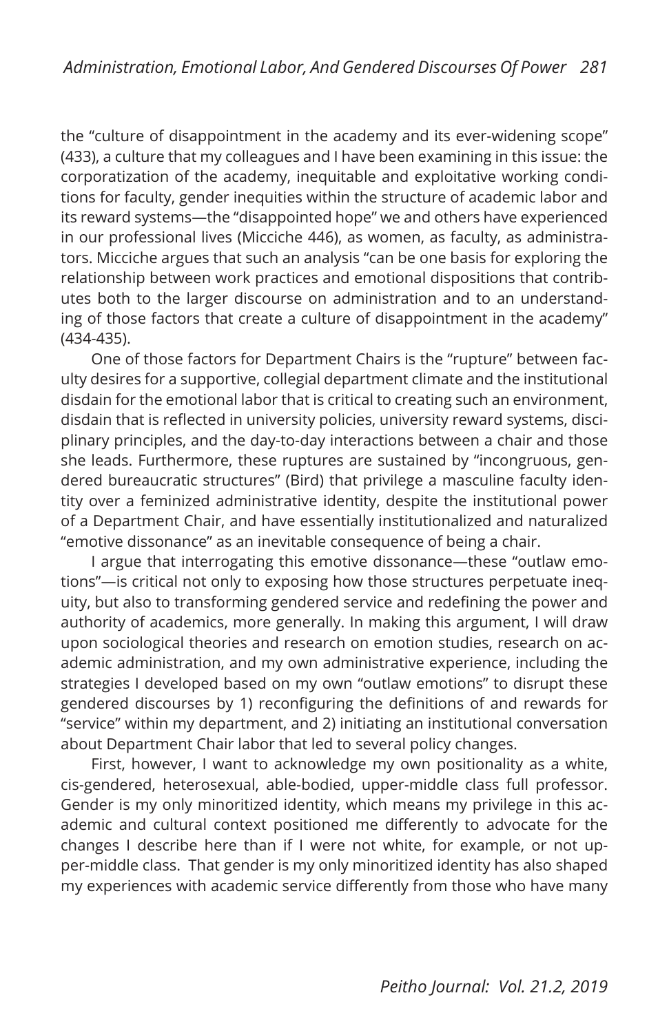the "culture of disappointment in the academy and its ever-widening scope" (433), a culture that my colleagues and I have been examining in this issue: the corporatization of the academy, inequitable and exploitative working conditions for faculty, gender inequities within the structure of academic labor and its reward systems—the "disappointed hope" we and others have experienced in our professional lives (Micciche 446), as women, as faculty, as administrators. Micciche argues that such an analysis "can be one basis for exploring the relationship between work practices and emotional dispositions that contributes both to the larger discourse on administration and to an understanding of those factors that create a culture of disappointment in the academy" (434-435).

One of those factors for Department Chairs is the "rupture" between faculty desires for a supportive, collegial department climate and the institutional disdain for the emotional labor that is critical to creating such an environment, disdain that is reflected in university policies, university reward systems, disciplinary principles, and the day-to-day interactions between a chair and those she leads. Furthermore, these ruptures are sustained by "incongruous, gendered bureaucratic structures" (Bird) that privilege a masculine faculty identity over a feminized administrative identity, despite the institutional power of a Department Chair, and have essentially institutionalized and naturalized "emotive dissonance" as an inevitable consequence of being a chair.

I argue that interrogating this emotive dissonance—these "outlaw emotions"—is critical not only to exposing how those structures perpetuate inequity, but also to transforming gendered service and redefining the power and authority of academics, more generally. In making this argument, I will draw upon sociological theories and research on emotion studies, research on academic administration, and my own administrative experience, including the strategies I developed based on my own "outlaw emotions" to disrupt these gendered discourses by 1) reconfiguring the definitions of and rewards for "service" within my department, and 2) initiating an institutional conversation about Department Chair labor that led to several policy changes.

First, however, I want to acknowledge my own positionality as a white, cis-gendered, heterosexual, able-bodied, upper-middle class full professor. Gender is my only minoritized identity, which means my privilege in this academic and cultural context positioned me differently to advocate for the changes I describe here than if I were not white, for example, or not upper-middle class. That gender is my only minoritized identity has also shaped my experiences with academic service differently from those who have many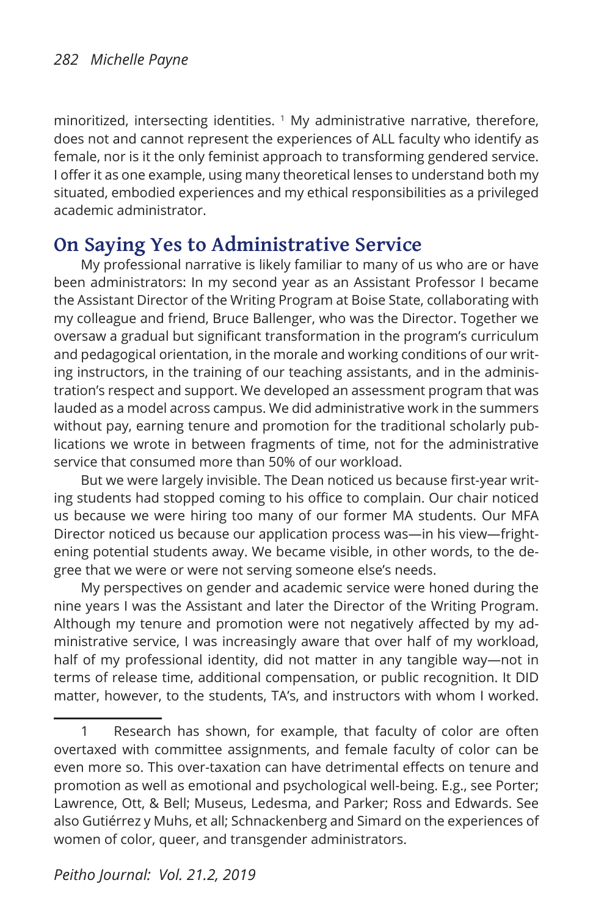minoritized, intersecting identities. [1] My administrative narrative, therefore, does not and cannot represent the experiences of ALL faculty who identify as female, nor is it the only feminist approach to transforming gendered service. I offer it as one example, using many theoretical lenses to understand both my situated, embodied experiences and my ethical responsibilities as a privileged academic administrator.

## On Saying Yes to Administrative Service

My professional narrative is likely familiar to many of us who are or have been administrators: In my second year as an Assistant Professor I became the Assistant Director of the Writing Program at Boise State, collaborating with my colleague and friend, Bruce Ballenger, who was the Director. Together we oversaw a gradual but significant transformation in the program's curriculum and pedagogical orientation, in the morale and working conditions of our writing instructors, in the training of our teaching assistants, and in the administration's respect and support. We developed an assessment program that was lauded as a model across campus. We did administrative work in the summers without pay, earning tenure and promotion for the traditional scholarly publications we wrote in between fragments of time, not for the administrative service that consumed more than 50% of our workload.

But we were largely invisible. The Dean noticed us because first-year writing students had stopped coming to his office to complain. Our chair noticed us because we were hiring too many of our former MA students. Our MFA Director noticed us because our application process was—in his view—frightening potential students away. We became visible, in other words, to the degree that we were or were not serving someone else's needs.

My perspectives on gender and academic service were honed during the nine years I was the Assistant and later the Director of the Writing Program. Although my tenure and promotion were not negatively affected by my administrative service, I was increasingly aware that over half of my workload, half of my professional identity, did not matter in any tangible way—not in terms of release time, additional compensation, or public recognition. It DID matter, however, to the students, TA's, and instructors with whom I worked.

---

1 Research has shown, for example, that faculty of color are often overtaxed with committee assignments, and female faculty of color can be even more so. This over-taxation can have detrimental effects on tenure and promotion as well as emotional and psychological well-being. E.g., see Porter; Lawrence, Ott, & Bell; Museus, Ledesma, and Parker; Ross and Edwards. See also Gutiérrez y Muhs, et all; Schnackenberg and Simard on the experiences of women of color, queer, and transgender administrators.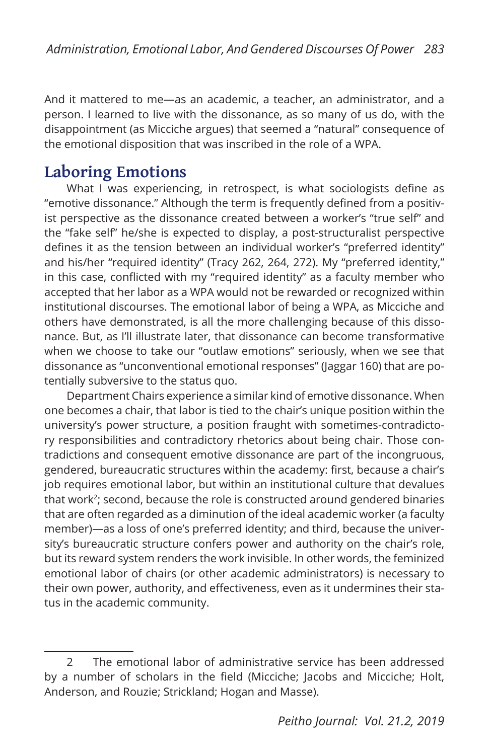And it mattered to me—as an academic, a teacher, an administrator, and a person. I learned to live with the dissonance, as so many of us do, with the disappointment (as Micciche argues) that seemed a "natural" consequence of the emotional disposition that was inscribed in the role of a WPA.

## Laboring Emotions

What I was experiencing, in retrospect, is what sociologists define as "emotive dissonance." Although the term is frequently defined from a positivist perspective as the dissonance created between a worker's "true self" and the "fake self" he/she is expected to display, a post-structuralist perspective defines it as the tension between an individual worker's "preferred identity" and his/her "required identity" (Tracy 262, 264, 272). My "preferred identity," in this case, conflicted with my "required identity" as a faculty member who accepted that her labor as a WPA would not be rewarded or recognized within institutional discourses. The emotional labor of being a WPA, as Micciche and others have demonstrated, is all the more challenging because of this dissonance. But, as I'll illustrate later, that dissonance can become transformative when we choose to take our "outlaw emotions" seriously, when we see that dissonance as "unconventional emotional responses" (Jaggar 160) that are potentially subversive to the status quo.

Department Chairs experience a similar kind of emotive dissonance. When one becomes a chair, that labor is tied to the chair's unique position within the university's power structure, a position fraught with sometimes-contradictory responsibilities and contradictory rhetorics about being chair. Those contradictions and consequent emotive dissonance are part of the incongruous, gendered, bureaucratic structures within the academy: first, because a chair's job requires emotional labor, but within an institutional culture that devalues that work[2]; second, because the role is constructed around gendered binaries that are often regarded as a diminution of the ideal academic worker (a faculty member)—as a loss of one's preferred identity; and third, because the university's bureaucratic structure confers power and authority on the chair's role, but its reward system renders the work invisible. In other words, the feminized emotional labor of chairs (or other academic administrators) is necessary to their own power, authority, and effectiveness, even as it undermines their status in the academic community.

---

2 The emotional labor of administrative service has been addressed by a number of scholars in the field (Micciche; Jacobs and Micciche; Holt, Anderson, and Rouzie; Strickland; Hogan and Masse).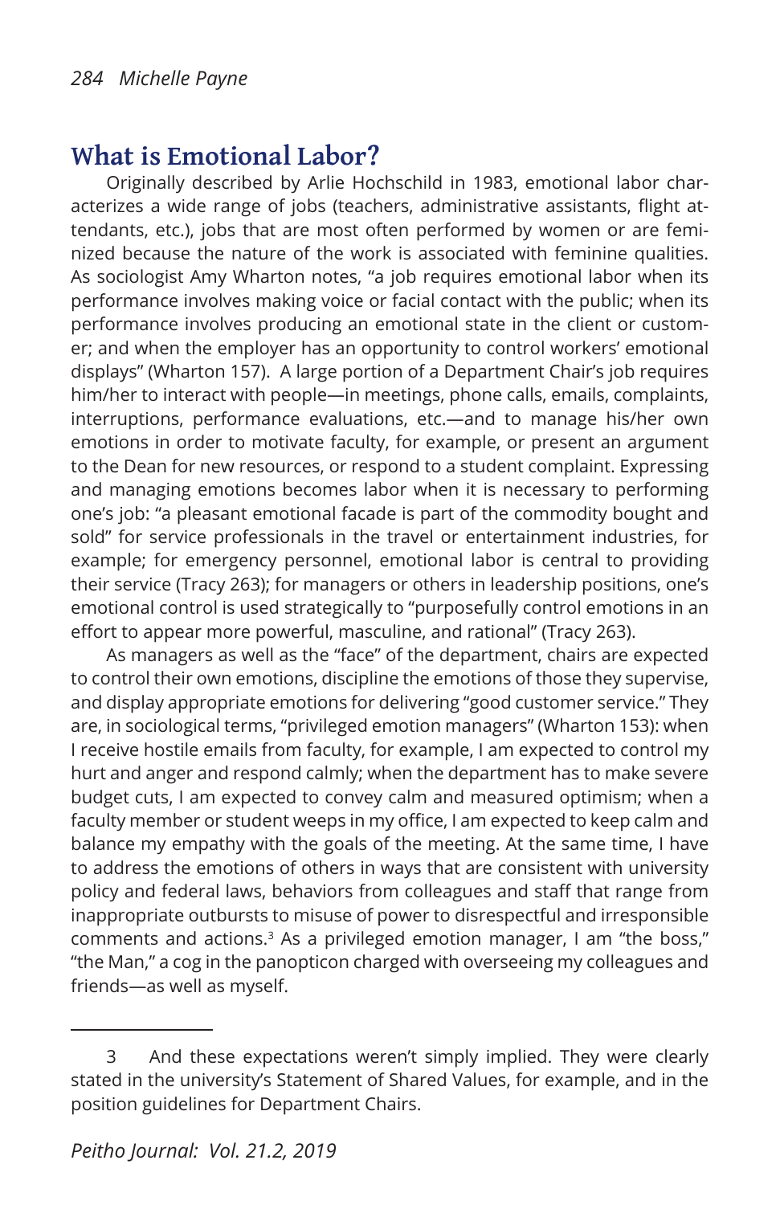## What is Emotional Labor?

Originally described by Arlie Hochschild in 1983, emotional labor characterizes a wide range of jobs (teachers, administrative assistants, flight attendants, etc.), jobs that are most often performed by women or are feminized because the nature of the work is associated with feminine qualities. As sociologist Amy Wharton notes, "a job requires emotional labor when its performance involves making voice or facial contact with the public; when its performance involves producing an emotional state in the client or customer; and when the employer has an opportunity to control workers' emotional displays" (Wharton 157). A large portion of a Department Chair's job requires him/her to interact with people—in meetings, phone calls, emails, complaints, interruptions, performance evaluations, etc.—and to manage his/her own emotions in order to motivate faculty, for example, or present an argument to the Dean for new resources, or respond to a student complaint. Expressing and managing emotions becomes labor when it is necessary to performing one's job: "a pleasant emotional facade is part of the commodity bought and sold" for service professionals in the travel or entertainment industries, for example; for emergency personnel, emotional labor is central to providing their service (Tracy 263); for managers or others in leadership positions, one's emotional control is used strategically to "purposefully control emotions in an effort to appear more powerful, masculine, and rational" (Tracy 263).

As managers as well as the "face" of the department, chairs are expected to control their own emotions, discipline the emotions of those they supervise, and display appropriate emotions for delivering "good customer service." They are, in sociological terms, "privileged emotion managers" (Wharton 153): when I receive hostile emails from faculty, for example, I am expected to control my hurt and anger and respond calmly; when the department has to make severe budget cuts, I am expected to convey calm and measured optimism; when a faculty member or student weeps in my office, I am expected to keep calm and balance my empathy with the goals of the meeting. At the same time, I have to address the emotions of others in ways that are consistent with university policy and federal laws, behaviors from colleagues and staff that range from inappropriate outbursts to misuse of power to disrespectful and irresponsible comments and actions.[3] As a privileged emotion manager, I am "the boss," "the Man," a cog in the panopticon charged with overseeing my colleagues and friends—as well as myself.

---

3 And these expectations weren't simply implied. They were clearly stated in the university's Statement of Shared Values, for example, and in the position guidelines for Department Chairs.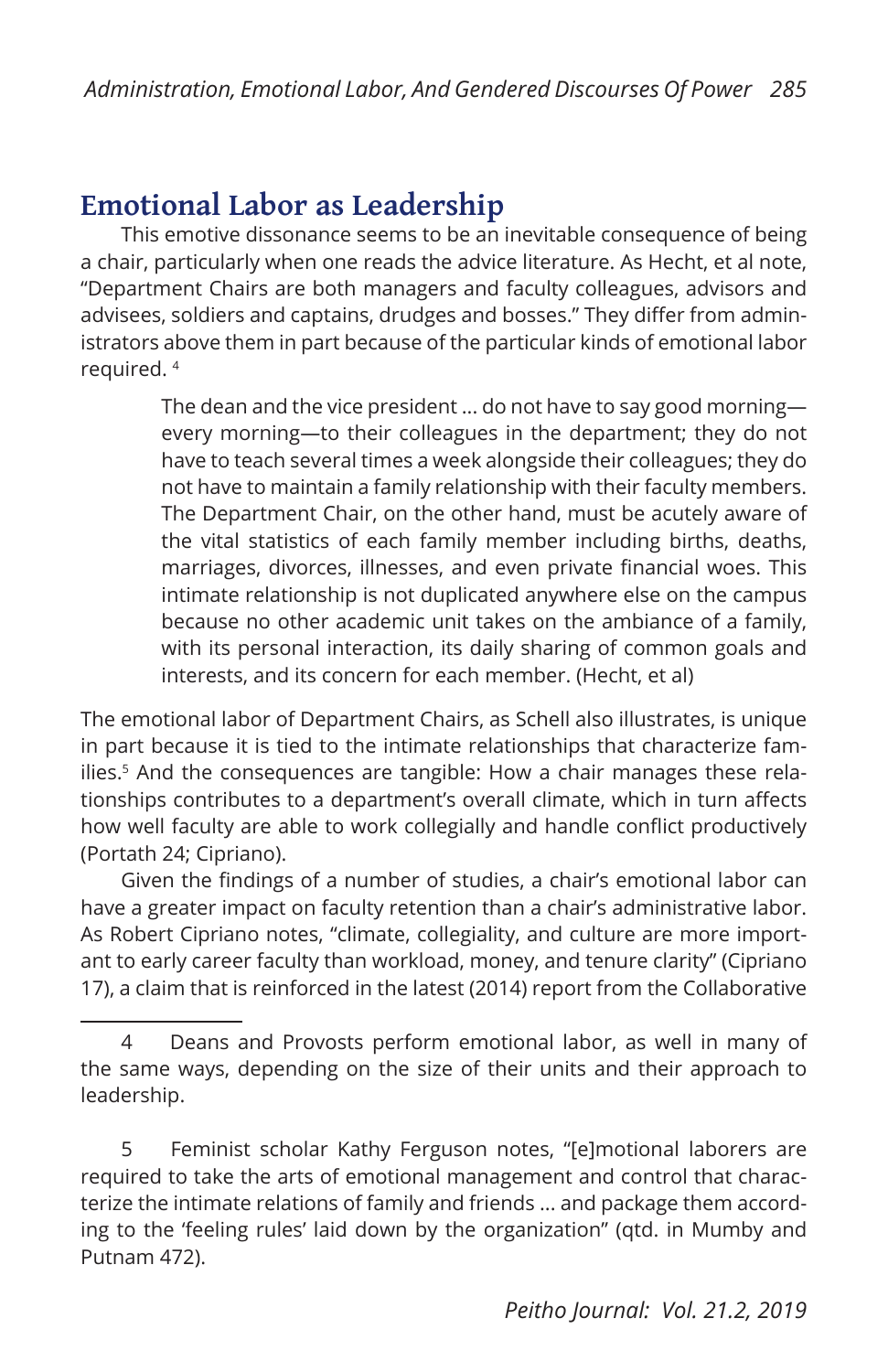## Emotional Labor as Leadership

This emotive dissonance seems to be an inevitable consequence of being a chair, particularly when one reads the advice literature. As Hecht, et al note, "Department Chairs are both managers and faculty colleagues, advisors and advisees, soldiers and captains, drudges and bosses." They differ from administrators above them in part because of the particular kinds of emotional labor required. [4]

> The dean and the vice president ... do not have to say good morning—every morning—to their colleagues in the department; they do not have to teach several times a week alongside their colleagues; they do not have to maintain a family relationship with their faculty members. The Department Chair, on the other hand, must be acutely aware of the vital statistics of each family member including births, deaths, marriages, divorces, illnesses, and even private financial woes. This intimate relationship is not duplicated anywhere else on the campus because no other academic unit takes on the ambiance of a family, with its personal interaction, its daily sharing of common goals and interests, and its concern for each member. (Hecht, et al)

The emotional labor of Department Chairs, as Schell also illustrates, is unique in part because it is tied to the intimate relationships that characterize families.[5] And the consequences are tangible: How a chair manages these relationships contributes to a department's overall climate, which in turn affects how well faculty are able to work collegially and handle conflict productively (Portath 24; Cipriano).

Given the findings of a number of studies, a chair's emotional labor can have a greater impact on faculty retention than a chair's administrative labor. As Robert Cipriano notes, "climate, collegiality, and culture are more important to early career faculty than workload, money, and tenure clarity" (Cipriano 17), a claim that is reinforced in the latest (2014) report from the Collaborative

---

4 Deans and Provosts perform emotional labor, as well in many of the same ways, depending on the size of their units and their approach to leadership.

5 Feminist scholar Kathy Ferguson notes, "[e]motional laborers are required to take the arts of emotional management and control that characterize the intimate relations of family and friends ... and package them according to the 'feeling rules' laid down by the organization" (qtd. in Mumby and Putnam 472).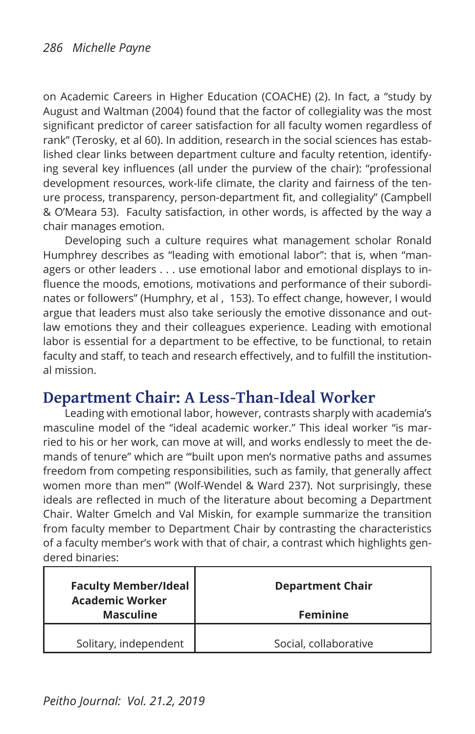on Academic Careers in Higher Education (COACHE) (2). In fact, a "study by August and Waltman (2004) found that the factor of collegiality was the most significant predictor of career satisfaction for all faculty women regardless of rank" (Terosky, et al 60). In addition, research in the social sciences has established clear links between department culture and faculty retention, identifying several key influences (all under the purview of the chair): "professional development resources, work-life climate, the clarity and fairness of the tenure process, transparency, person-department fit, and collegiality" (Campbell & O'Meara 53). Faculty satisfaction, in other words, is affected by the way a chair manages emotion.

Developing such a culture requires what management scholar Ronald Humphrey describes as "leading with emotional labor": that is, when "managers or other leaders . . . use emotional labor and emotional displays to influence the moods, emotions, motivations and performance of their subordinates or followers" (Humphry, et al , 153). To effect change, however, I would argue that leaders must also take seriously the emotive dissonance and outlaw emotions they and their colleagues experience. Leading with emotional labor is essential for a department to be effective, to be functional, to retain faculty and staff, to teach and research effectively, and to fulfill the institutional mission.

## Department Chair: A Less-Than-Ideal Worker

Leading with emotional labor, however, contrasts sharply with academia's masculine model of the "ideal academic worker." This ideal worker "is married to his or her work, can move at will, and works endlessly to meet the demands of tenure" which are "'built upon men's normative paths and assumes freedom from competing responsibilities, such as family, that generally affect women more than men'" (Wolf-Wendel & Ward 237). Not surprisingly, these ideals are reflected in much of the literature about becoming a Department Chair. Walter Gmelch and Val Miskin, for example summarize the transition from faculty member to Department Chair by contrasting the characteristics of a faculty member's work with that of chair, a contrast which highlights gendered binaries:

| **Faculty Member/Ideal Academic Worker Masculine** | **Department Chair Feminine** |
|---|---|
| Solitary, independent | Social, collaborative |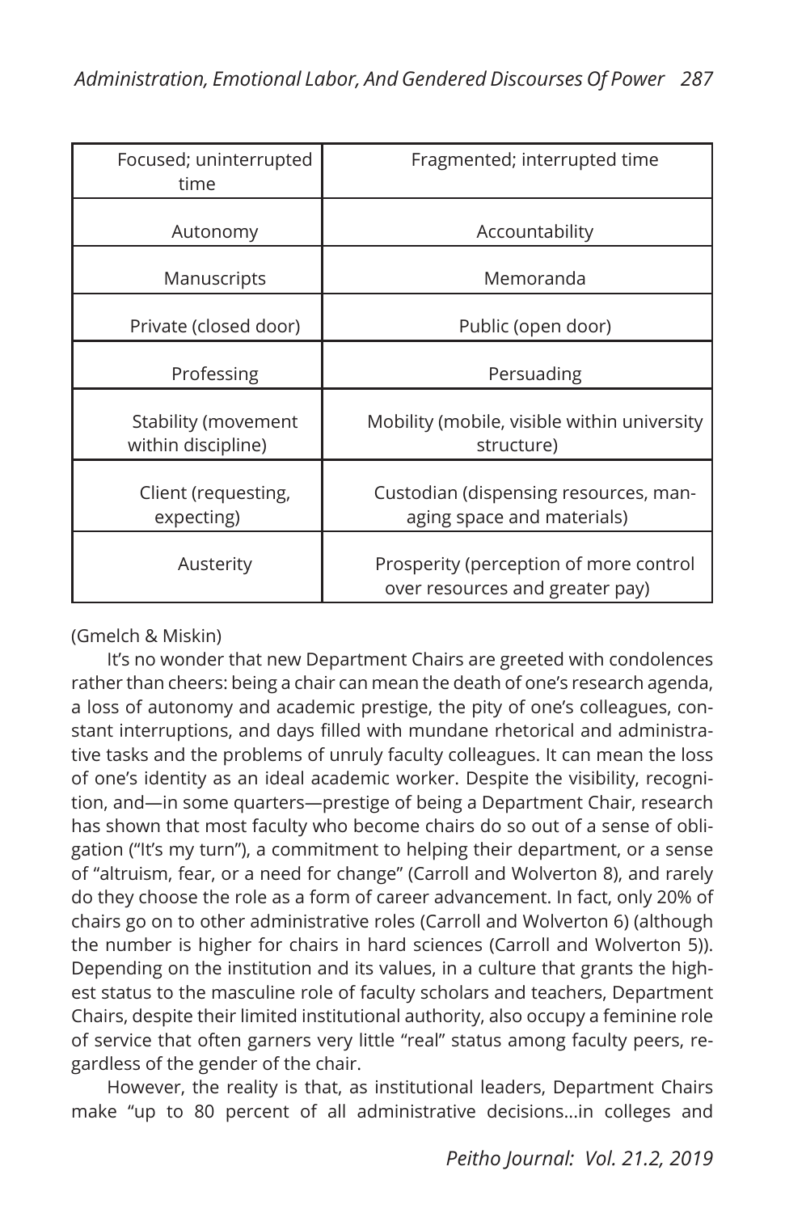| Focused; uninterrupted time | Fragmented; interrupted time |
|---|---|
| Autonomy | Accountability |
| Manuscripts | Memoranda |
| Private (closed door) | Public (open door) |
| Professing | Persuading |
| Stability (movement within discipline) | Mobility (mobile, visible within university structure) |
| Client (requesting, expecting) | Custodian (dispensing resources, managing space and materials) |
| Austerity | Prosperity (perception of more control over resources and greater pay) |

(Gmelch & Miskin)

It's no wonder that new Department Chairs are greeted with condolences rather than cheers: being a chair can mean the death of one's research agenda, a loss of autonomy and academic prestige, the pity of one's colleagues, constant interruptions, and days filled with mundane rhetorical and administrative tasks and the problems of unruly faculty colleagues. It can mean the loss of one's identity as an ideal academic worker. Despite the visibility, recognition, and—in some quarters—prestige of being a Department Chair, research has shown that most faculty who become chairs do so out of a sense of obligation ("It's my turn"), a commitment to helping their department, or a sense of "altruism, fear, or a need for change" (Carroll and Wolverton 8), and rarely do they choose the role as a form of career advancement. In fact, only 20% of chairs go on to other administrative roles (Carroll and Wolverton 6) (although the number is higher for chairs in hard sciences (Carroll and Wolverton 5)). Depending on the institution and its values, in a culture that grants the highest status to the masculine role of faculty scholars and teachers, Department Chairs, despite their limited institutional authority, also occupy a feminine role of service that often garners very little "real" status among faculty peers, regardless of the gender of the chair.

However, the reality is that, as institutional leaders, Department Chairs make "up to 80 percent of all administrative decisions…in colleges and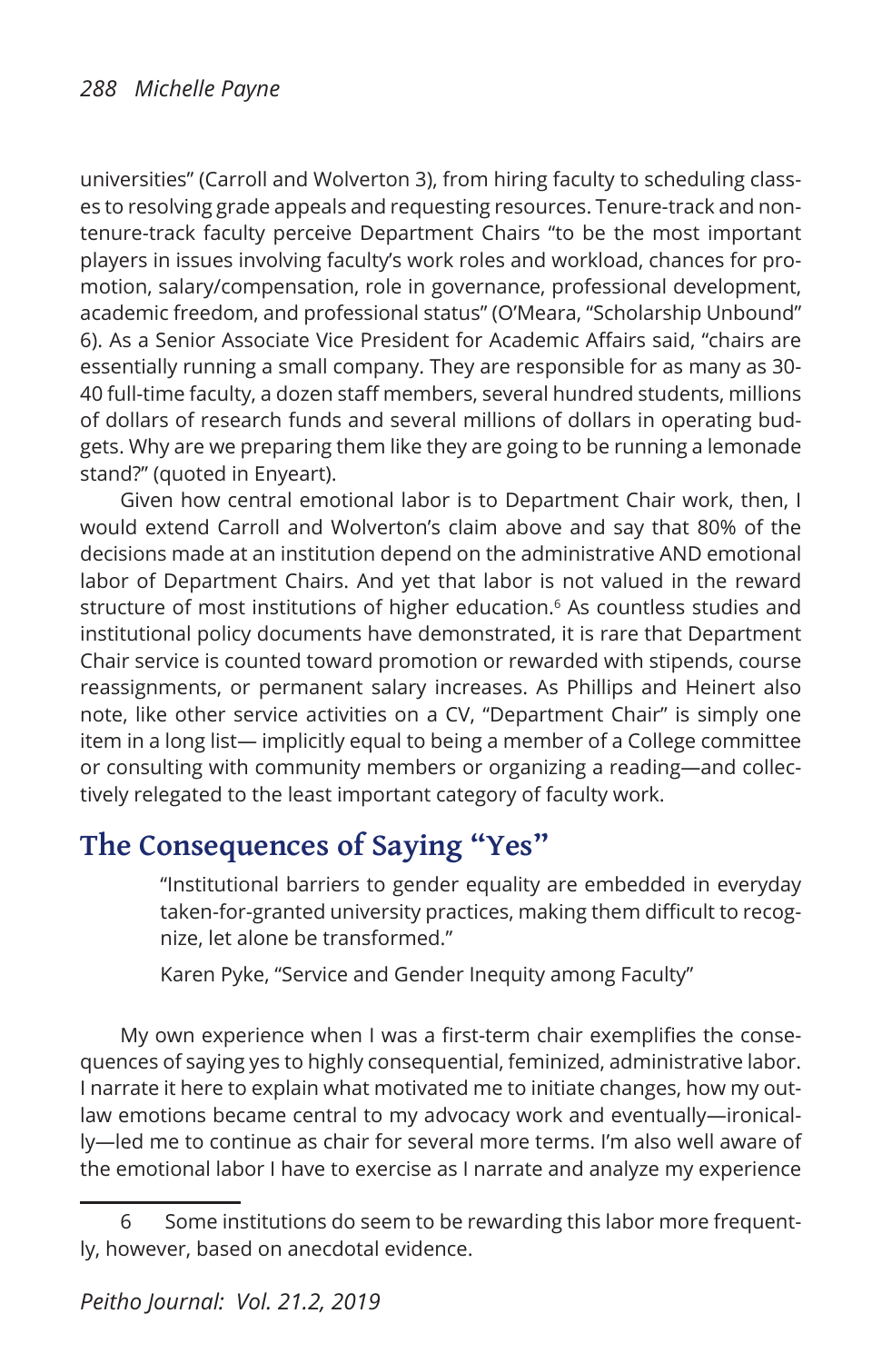universities" (Carroll and Wolverton 3), from hiring faculty to scheduling classes to resolving grade appeals and requesting resources. Tenure-track and non-tenure-track faculty perceive Department Chairs "to be the most important players in issues involving faculty's work roles and workload, chances for promotion, salary/compensation, role in governance, professional development, academic freedom, and professional status" (O'Meara, "Scholarship Unbound" 6). As a Senior Associate Vice President for Academic Affairs said, "chairs are essentially running a small company. They are responsible for as many as 30-40 full-time faculty, a dozen staff members, several hundred students, millions of dollars of research funds and several millions of dollars in operating budgets. Why are we preparing them like they are going to be running a lemonade stand?" (quoted in Enyeart).

Given how central emotional labor is to Department Chair work, then, I would extend Carroll and Wolverton's claim above and say that 80% of the decisions made at an institution depend on the administrative AND emotional labor of Department Chairs. And yet that labor is not valued in the reward structure of most institutions of higher education.[6] As countless studies and institutional policy documents have demonstrated, it is rare that Department Chair service is counted toward promotion or rewarded with stipends, course reassignments, or permanent salary increases. As Phillips and Heinert also note, like other service activities on a CV, "Department Chair" is simply one item in a long list— implicitly equal to being a member of a College committee or consulting with community members or organizing a reading—and collectively relegated to the least important category of faculty work.

## The Consequences of Saying "Yes"

> "Institutional barriers to gender equality are embedded in everyday taken-for-granted university practices, making them difficult to recognize, let alone be transformed."
>
> Karen Pyke, "Service and Gender Inequity among Faculty"

My own experience when I was a first-term chair exemplifies the consequences of saying yes to highly consequential, feminized, administrative labor. I narrate it here to explain what motivated me to initiate changes, how my outlaw emotions became central to my advocacy work and eventually—ironically—led me to continue as chair for several more terms. I'm also well aware of the emotional labor I have to exercise as I narrate and analyze my experience

---

6 Some institutions do seem to be rewarding this labor more frequently, however, based on anecdotal evidence.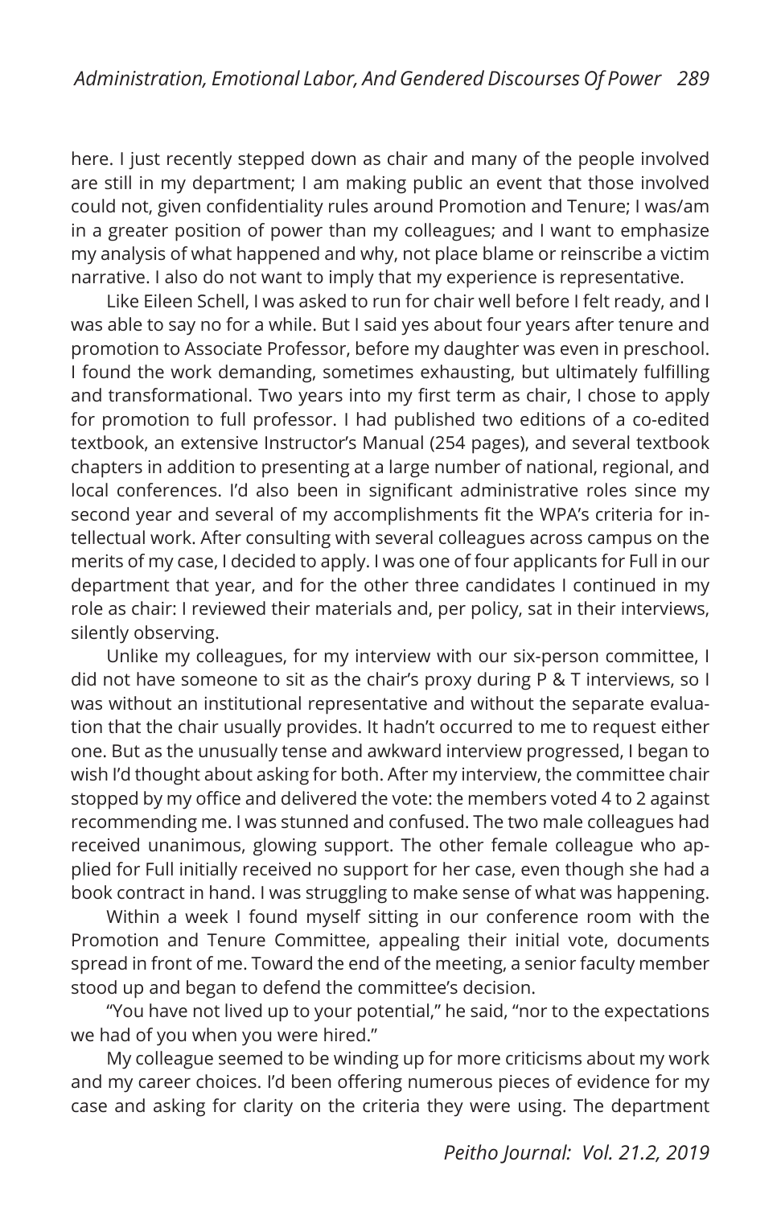here. I just recently stepped down as chair and many of the people involved are still in my department; I am making public an event that those involved could not, given confidentiality rules around Promotion and Tenure; I was/am in a greater position of power than my colleagues; and I want to emphasize my analysis of what happened and why, not place blame or reinscribe a victim narrative. I also do not want to imply that my experience is representative.

Like Eileen Schell, I was asked to run for chair well before I felt ready, and I was able to say no for a while. But I said yes about four years after tenure and promotion to Associate Professor, before my daughter was even in preschool. I found the work demanding, sometimes exhausting, but ultimately fulfilling and transformational. Two years into my first term as chair, I chose to apply for promotion to full professor. I had published two editions of a co-edited textbook, an extensive Instructor's Manual (254 pages), and several textbook chapters in addition to presenting at a large number of national, regional, and local conferences. I'd also been in significant administrative roles since my second year and several of my accomplishments fit the WPA's criteria for intellectual work. After consulting with several colleagues across campus on the merits of my case, I decided to apply. I was one of four applicants for Full in our department that year, and for the other three candidates I continued in my role as chair: I reviewed their materials and, per policy, sat in their interviews, silently observing.

Unlike my colleagues, for my interview with our six-person committee, I did not have someone to sit as the chair's proxy during P & T interviews, so I was without an institutional representative and without the separate evaluation that the chair usually provides. It hadn't occurred to me to request either one. But as the unusually tense and awkward interview progressed, I began to wish I'd thought about asking for both. After my interview, the committee chair stopped by my office and delivered the vote: the members voted 4 to 2 against recommending me. I was stunned and confused. The two male colleagues had received unanimous, glowing support. The other female colleague who applied for Full initially received no support for her case, even though she had a book contract in hand. I was struggling to make sense of what was happening.

Within a week I found myself sitting in our conference room with the Promotion and Tenure Committee, appealing their initial vote, documents spread in front of me. Toward the end of the meeting, a senior faculty member stood up and began to defend the committee's decision.

"You have not lived up to your potential," he said, "nor to the expectations we had of you when you were hired."

My colleague seemed to be winding up for more criticisms about my work and my career choices. I'd been offering numerous pieces of evidence for my case and asking for clarity on the criteria they were using. The department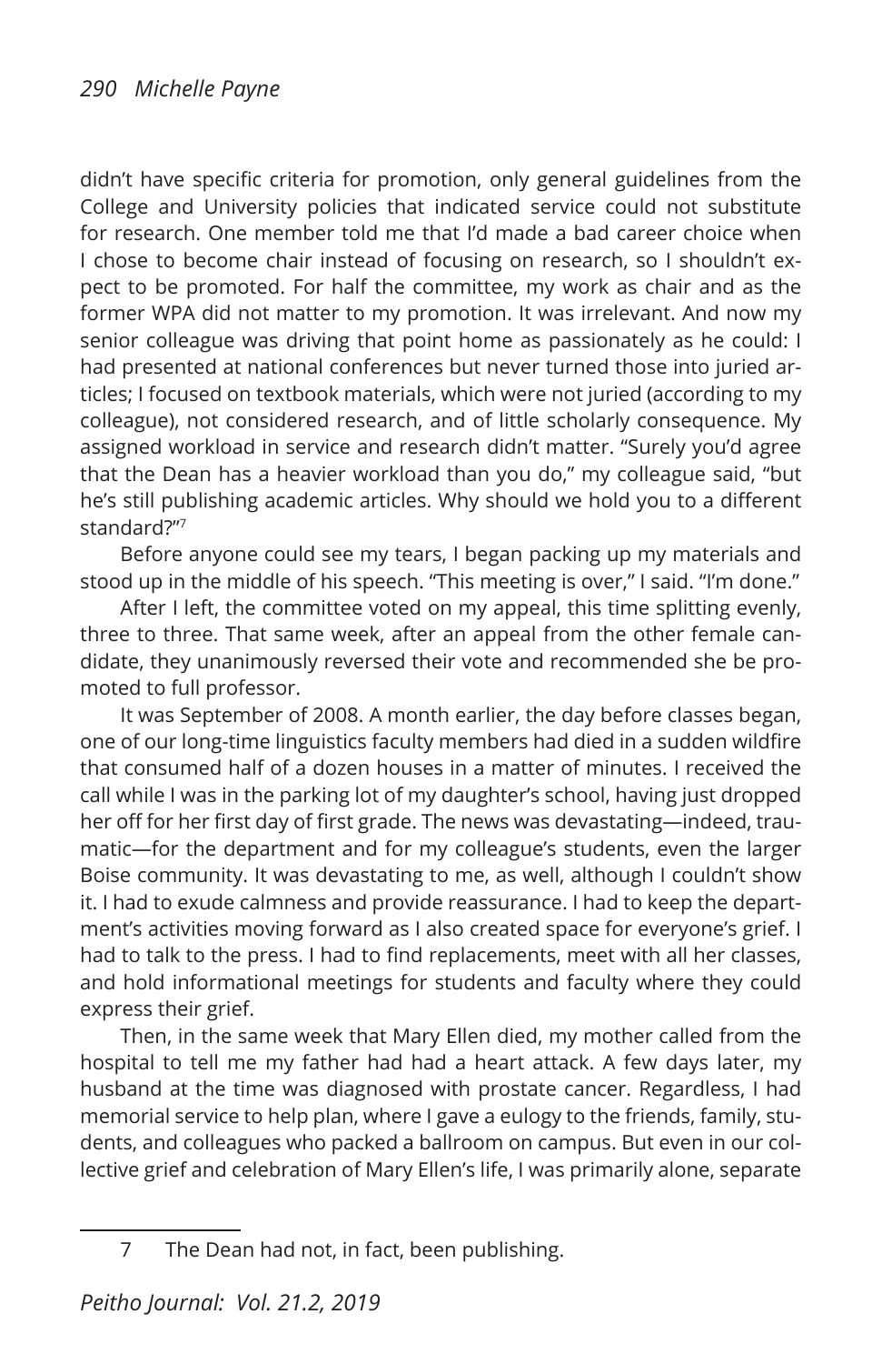didn't have specific criteria for promotion, only general guidelines from the College and University policies that indicated service could not substitute for research. One member told me that I'd made a bad career choice when I chose to become chair instead of focusing on research, so I shouldn't expect to be promoted. For half the committee, my work as chair and as the former WPA did not matter to my promotion. It was irrelevant. And now my senior colleague was driving that point home as passionately as he could: I had presented at national conferences but never turned those into juried articles; I focused on textbook materials, which were not juried (according to my colleague), not considered research, and of little scholarly consequence. My assigned workload in service and research didn't matter. "Surely you'd agree that the Dean has a heavier workload than you do," my colleague said, "but he's still publishing academic articles. Why should we hold you to a different standard?"[7]

Before anyone could see my tears, I began packing up my materials and stood up in the middle of his speech. "This meeting is over," I said. "I'm done."

After I left, the committee voted on my appeal, this time splitting evenly, three to three. That same week, after an appeal from the other female candidate, they unanimously reversed their vote and recommended she be promoted to full professor.

It was September of 2008. A month earlier, the day before classes began, one of our long-time linguistics faculty members had died in a sudden wildfire that consumed half of a dozen houses in a matter of minutes. I received the call while I was in the parking lot of my daughter's school, having just dropped her off for her first day of first grade. The news was devastating—indeed, traumatic—for the department and for my colleague's students, even the larger Boise community. It was devastating to me, as well, although I couldn't show it. I had to exude calmness and provide reassurance. I had to keep the department's activities moving forward as I also created space for everyone's grief. I had to talk to the press. I had to find replacements, meet with all her classes, and hold informational meetings for students and faculty where they could express their grief.

Then, in the same week that Mary Ellen died, my mother called from the hospital to tell me my father had had a heart attack. A few days later, my husband at the time was diagnosed with prostate cancer. Regardless, I had memorial service to help plan, where I gave a eulogy to the friends, family, students, and colleagues who packed a ballroom on campus. But even in our collective grief and celebration of Mary Ellen's life, I was primarily alone, separate

---

7 The Dean had not, in fact, been publishing.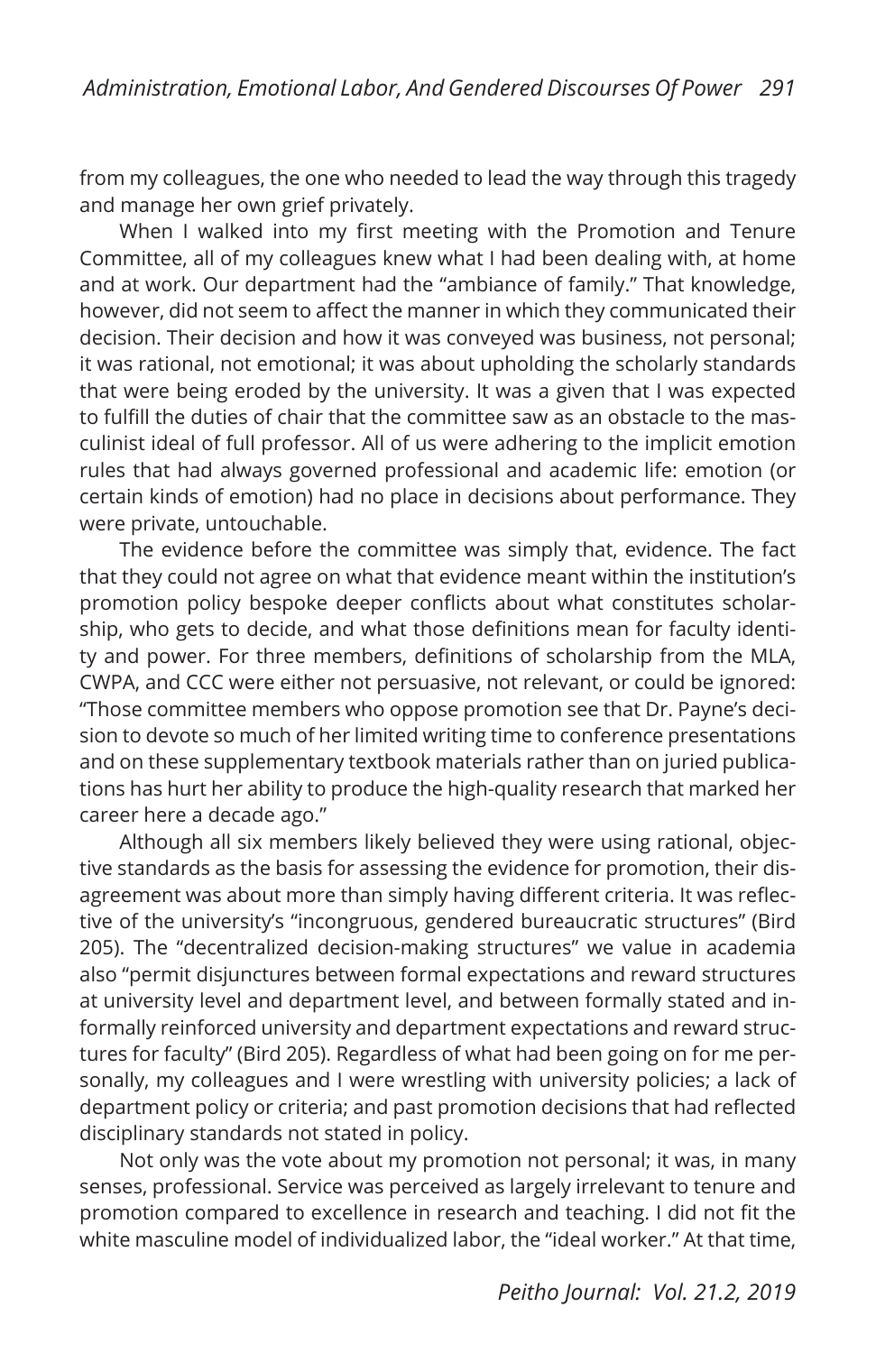from my colleagues, the one who needed to lead the way through this tragedy and manage her own grief privately.

When I walked into my first meeting with the Promotion and Tenure Committee, all of my colleagues knew what I had been dealing with, at home and at work. Our department had the "ambiance of family." That knowledge, however, did not seem to affect the manner in which they communicated their decision. Their decision and how it was conveyed was business, not personal; it was rational, not emotional; it was about upholding the scholarly standards that were being eroded by the university. It was a given that I was expected to fulfill the duties of chair that the committee saw as an obstacle to the masculinist ideal of full professor. All of us were adhering to the implicit emotion rules that had always governed professional and academic life: emotion (or certain kinds of emotion) had no place in decisions about performance. They were private, untouchable.

The evidence before the committee was simply that, evidence. The fact that they could not agree on what that evidence meant within the institution's promotion policy bespoke deeper conflicts about what constitutes scholarship, who gets to decide, and what those definitions mean for faculty identity and power. For three members, definitions of scholarship from the MLA, CWPA, and CCC were either not persuasive, not relevant, or could be ignored: "Those committee members who oppose promotion see that Dr. Payne's decision to devote so much of her limited writing time to conference presentations and on these supplementary textbook materials rather than on juried publications has hurt her ability to produce the high-quality research that marked her career here a decade ago."

Although all six members likely believed they were using rational, objective standards as the basis for assessing the evidence for promotion, their disagreement was about more than simply having different criteria. It was reflective of the university's "incongruous, gendered bureaucratic structures" (Bird 205). The "decentralized decision-making structures" we value in academia also "permit disjunctures between formal expectations and reward structures at university level and department level, and between formally stated and informally reinforced university and department expectations and reward structures for faculty" (Bird 205). Regardless of what had been going on for me personally, my colleagues and I were wrestling with university policies; a lack of department policy or criteria; and past promotion decisions that had reflected disciplinary standards not stated in policy.

Not only was the vote about my promotion not personal; it was, in many senses, professional. Service was perceived as largely irrelevant to tenure and promotion compared to excellence in research and teaching. I did not fit the white masculine model of individualized labor, the "ideal worker." At that time,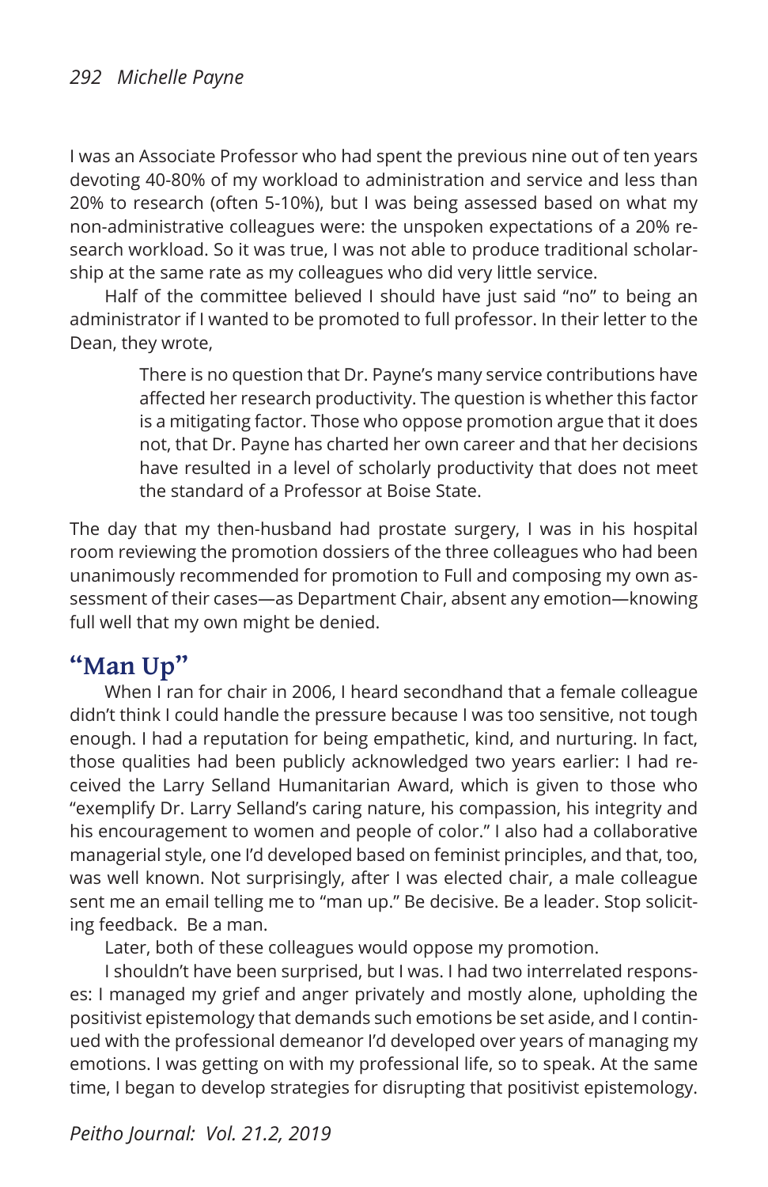I was an Associate Professor who had spent the previous nine out of ten years devoting 40-80% of my workload to administration and service and less than 20% to research (often 5-10%), but I was being assessed based on what my non-administrative colleagues were: the unspoken expectations of a 20% research workload. So it was true, I was not able to produce traditional scholarship at the same rate as my colleagues who did very little service.

Half of the committee believed I should have just said "no" to being an administrator if I wanted to be promoted to full professor. In their letter to the Dean, they wrote,

> There is no question that Dr. Payne's many service contributions have affected her research productivity. The question is whether this factor is a mitigating factor. Those who oppose promotion argue that it does not, that Dr. Payne has charted her own career and that her decisions have resulted in a level of scholarly productivity that does not meet the standard of a Professor at Boise State.

The day that my then-husband had prostate surgery, I was in his hospital room reviewing the promotion dossiers of the three colleagues who had been unanimously recommended for promotion to Full and composing my own assessment of their cases—as Department Chair, absent any emotion—knowing full well that my own might be denied.

## "Man Up"

When I ran for chair in 2006, I heard secondhand that a female colleague didn't think I could handle the pressure because I was too sensitive, not tough enough. I had a reputation for being empathetic, kind, and nurturing. In fact, those qualities had been publicly acknowledged two years earlier: I had received the Larry Selland Humanitarian Award, which is given to those who "exemplify Dr. Larry Selland's caring nature, his compassion, his integrity and his encouragement to women and people of color." I also had a collaborative managerial style, one I'd developed based on feminist principles, and that, too, was well known. Not surprisingly, after I was elected chair, a male colleague sent me an email telling me to "man up." Be decisive. Be a leader. Stop soliciting feedback. Be a man.

Later, both of these colleagues would oppose my promotion.

I shouldn't have been surprised, but I was. I had two interrelated responses: I managed my grief and anger privately and mostly alone, upholding the positivist epistemology that demands such emotions be set aside, and I continued with the professional demeanor I'd developed over years of managing my emotions. I was getting on with my professional life, so to speak. At the same time, I began to develop strategies for disrupting that positivist epistemology.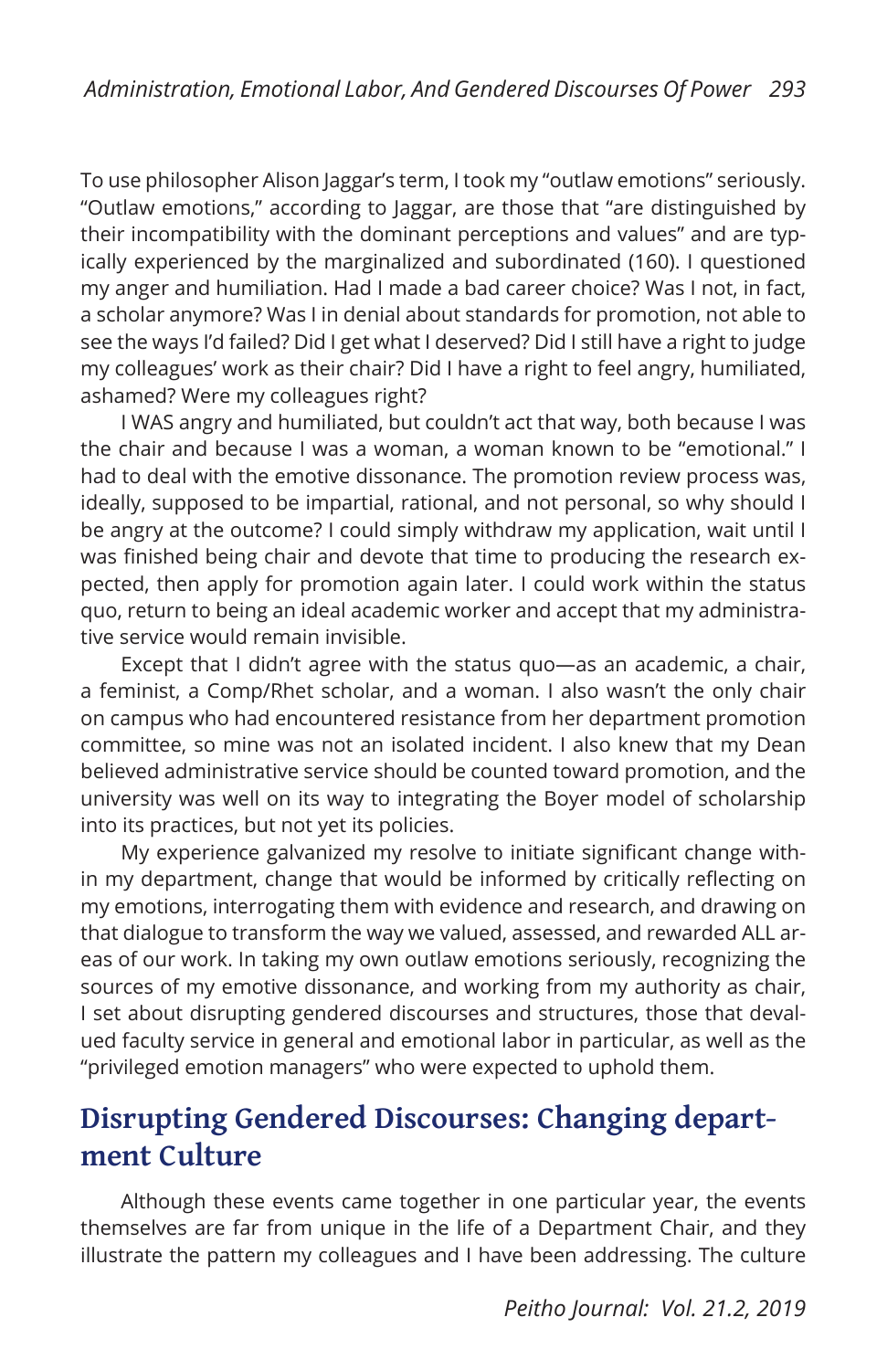To use philosopher Alison Jaggar's term, I took my "outlaw emotions" seriously. "Outlaw emotions," according to Jaggar, are those that "are distinguished by their incompatibility with the dominant perceptions and values" and are typically experienced by the marginalized and subordinated (160). I questioned my anger and humiliation. Had I made a bad career choice? Was I not, in fact, a scholar anymore? Was I in denial about standards for promotion, not able to see the ways I'd failed? Did I get what I deserved? Did I still have a right to judge my colleagues' work as their chair? Did I have a right to feel angry, humiliated, ashamed? Were my colleagues right?

I WAS angry and humiliated, but couldn't act that way, both because I was the chair and because I was a woman, a woman known to be "emotional." I had to deal with the emotive dissonance. The promotion review process was, ideally, supposed to be impartial, rational, and not personal, so why should I be angry at the outcome? I could simply withdraw my application, wait until I was finished being chair and devote that time to producing the research expected, then apply for promotion again later. I could work within the status quo, return to being an ideal academic worker and accept that my administrative service would remain invisible.

Except that I didn't agree with the status quo—as an academic, a chair, a feminist, a Comp/Rhet scholar, and a woman. I also wasn't the only chair on campus who had encountered resistance from her department promotion committee, so mine was not an isolated incident. I also knew that my Dean believed administrative service should be counted toward promotion, and the university was well on its way to integrating the Boyer model of scholarship into its practices, but not yet its policies.

My experience galvanized my resolve to initiate significant change within my department, change that would be informed by critically reflecting on my emotions, interrogating them with evidence and research, and drawing on that dialogue to transform the way we valued, assessed, and rewarded ALL areas of our work. In taking my own outlaw emotions seriously, recognizing the sources of my emotive dissonance, and working from my authority as chair, I set about disrupting gendered discourses and structures, those that devalued faculty service in general and emotional labor in particular, as well as the "privileged emotion managers" who were expected to uphold them.

## Disrupting Gendered Discourses: Changing department Culture

Although these events came together in one particular year, the events themselves are far from unique in the life of a Department Chair, and they illustrate the pattern my colleagues and I have been addressing. The culture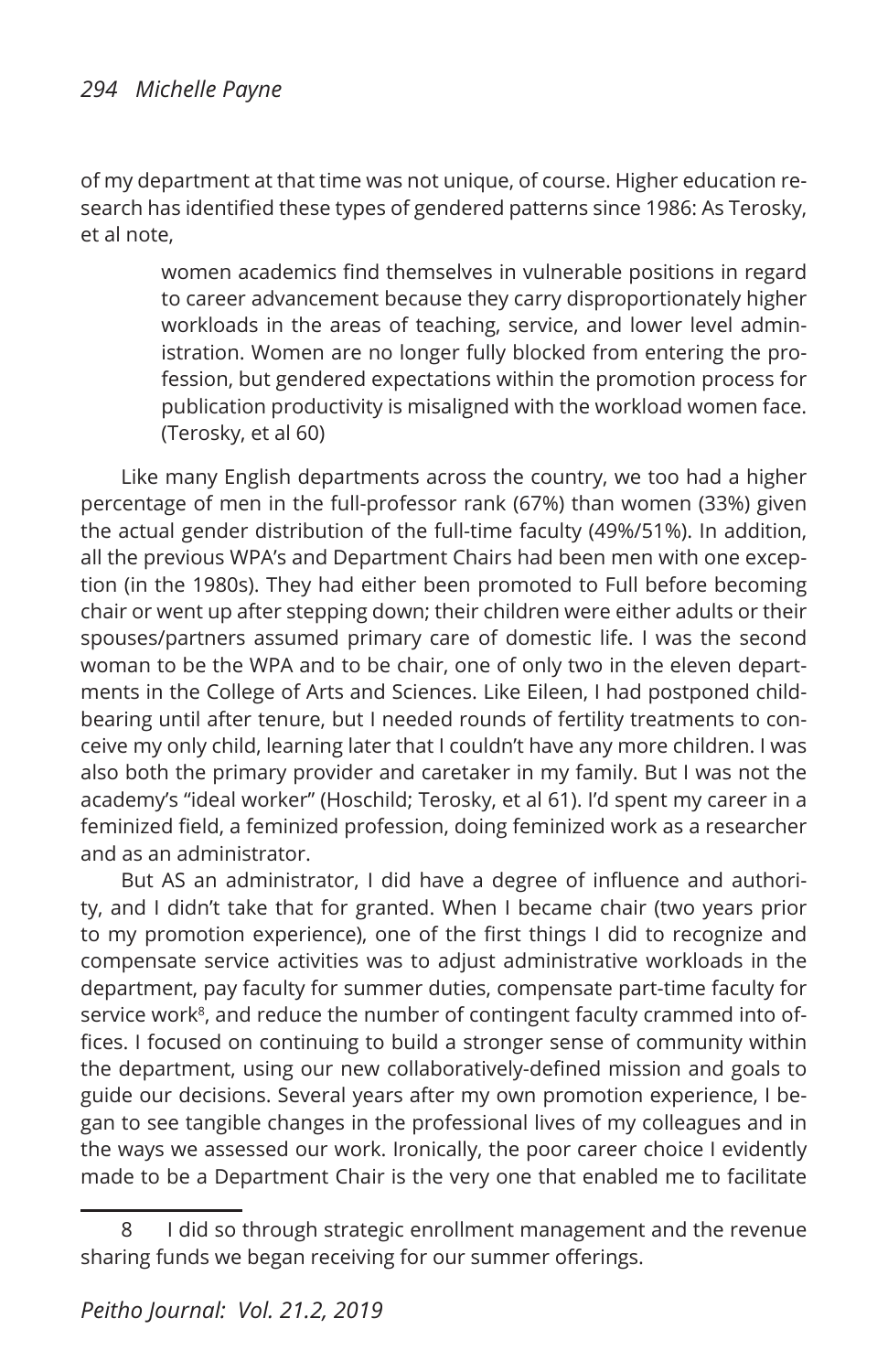of my department at that time was not unique, of course. Higher education research has identified these types of gendered patterns since 1986: As Terosky, et al note,

> women academics find themselves in vulnerable positions in regard to career advancement because they carry disproportionately higher workloads in the areas of teaching, service, and lower level administration. Women are no longer fully blocked from entering the profession, but gendered expectations within the promotion process for publication productivity is misaligned with the workload women face. (Terosky, et al 60)

Like many English departments across the country, we too had a higher percentage of men in the full-professor rank (67%) than women (33%) given the actual gender distribution of the full-time faculty (49%/51%). In addition, all the previous WPA's and Department Chairs had been men with one exception (in the 1980s). They had either been promoted to Full before becoming chair or went up after stepping down; their children were either adults or their spouses/partners assumed primary care of domestic life. I was the second woman to be the WPA and to be chair, one of only two in the eleven departments in the College of Arts and Sciences. Like Eileen, I had postponed childbearing until after tenure, but I needed rounds of fertility treatments to conceive my only child, learning later that I couldn't have any more children. I was also both the primary provider and caretaker in my family. But I was not the academy's "ideal worker" (Hoschild; Terosky, et al 61). I'd spent my career in a feminized field, a feminized profession, doing feminized work as a researcher and as an administrator.

But AS an administrator, I did have a degree of influence and authority, and I didn't take that for granted. When I became chair (two years prior to my promotion experience), one of the first things I did to recognize and compensate service activities was to adjust administrative workloads in the department, pay faculty for summer duties, compensate part-time faculty for service work[8], and reduce the number of contingent faculty crammed into offices. I focused on continuing to build a stronger sense of community within the department, using our new collaboratively-defined mission and goals to guide our decisions. Several years after my own promotion experience, I began to see tangible changes in the professional lives of my colleagues and in the ways we assessed our work. Ironically, the poor career choice I evidently made to be a Department Chair is the very one that enabled me to facilitate

8 I did so through strategic enrollment management and the revenue sharing funds we began receiving for our summer offerings.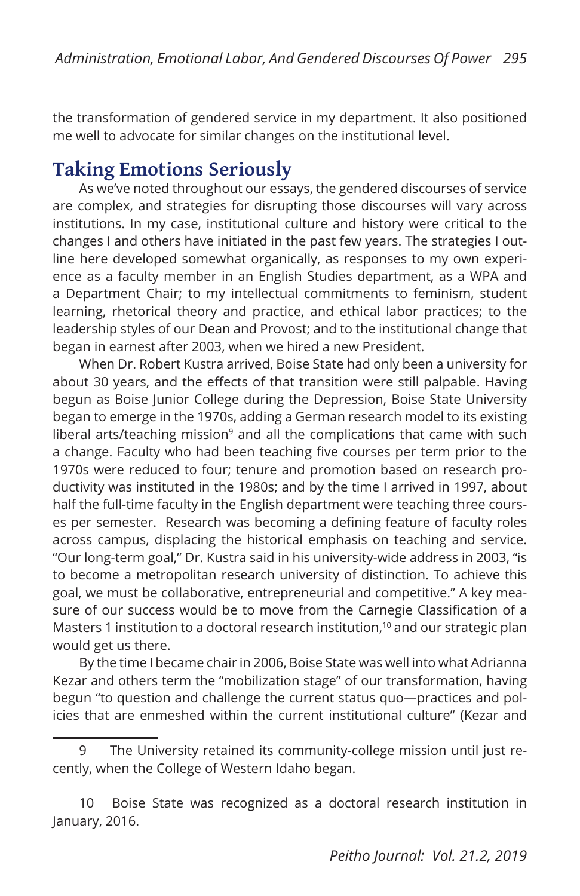the transformation of gendered service in my department. It also positioned me well to advocate for similar changes on the institutional level.

## Taking Emotions Seriously

As we've noted throughout our essays, the gendered discourses of service are complex, and strategies for disrupting those discourses will vary across institutions. In my case, institutional culture and history were critical to the changes I and others have initiated in the past few years. The strategies I outline here developed somewhat organically, as responses to my own experience as a faculty member in an English Studies department, as a WPA and a Department Chair; to my intellectual commitments to feminism, student learning, rhetorical theory and practice, and ethical labor practices; to the leadership styles of our Dean and Provost; and to the institutional change that began in earnest after 2003, when we hired a new President.

When Dr. Robert Kustra arrived, Boise State had only been a university for about 30 years, and the effects of that transition were still palpable. Having begun as Boise Junior College during the Depression, Boise State University began to emerge in the 1970s, adding a German research model to its existing liberal arts/teaching mission[9] and all the complications that came with such a change. Faculty who had been teaching five courses per term prior to the 1970s were reduced to four; tenure and promotion based on research productivity was instituted in the 1980s; and by the time I arrived in 1997, about half the full-time faculty in the English department were teaching three courses per semester. Research was becoming a defining feature of faculty roles across campus, displacing the historical emphasis on teaching and service. "Our long-term goal," Dr. Kustra said in his university-wide address in 2003, "is to become a metropolitan research university of distinction. To achieve this goal, we must be collaborative, entrepreneurial and competitive." A key measure of our success would be to move from the Carnegie Classification of a Masters 1 institution to a doctoral research institution,[10] and our strategic plan would get us there.

By the time I became chair in 2006, Boise State was well into what Adrianna Kezar and others term the "mobilization stage" of our transformation, having begun "to question and challenge the current status quo—practices and policies that are enmeshed within the current institutional culture" (Kezar and

---

9 The University retained its community-college mission until just recently, when the College of Western Idaho began.

10 Boise State was recognized as a doctoral research institution in January, 2016.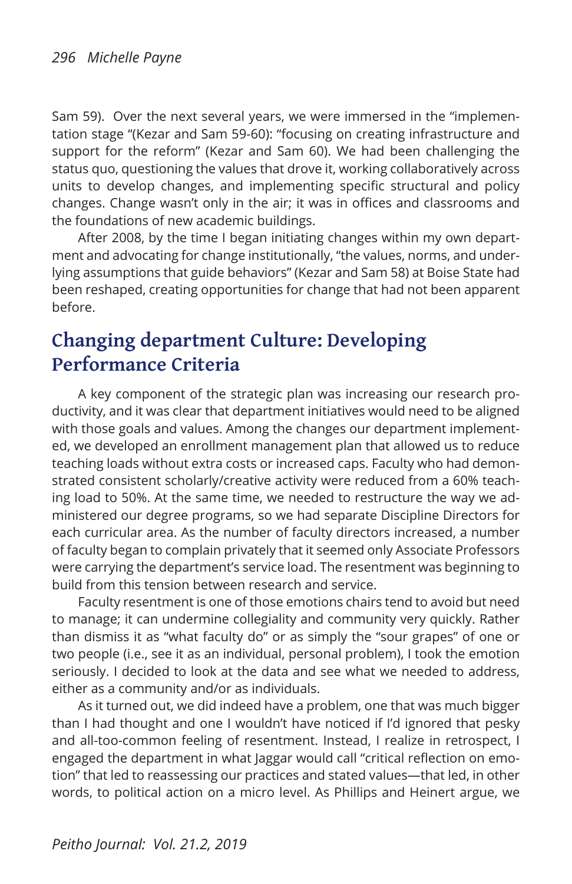Sam 59). Over the next several years, we were immersed in the "implementation stage "(Kezar and Sam 59-60): "focusing on creating infrastructure and support for the reform" (Kezar and Sam 60). We had been challenging the status quo, questioning the values that drove it, working collaboratively across units to develop changes, and implementing specific structural and policy changes. Change wasn't only in the air; it was in offices and classrooms and the foundations of new academic buildings.

After 2008, by the time I began initiating changes within my own department and advocating for change institutionally, "the values, norms, and underlying assumptions that guide behaviors" (Kezar and Sam 58) at Boise State had been reshaped, creating opportunities for change that had not been apparent before.

## Changing department Culture: Developing Performance Criteria

A key component of the strategic plan was increasing our research productivity, and it was clear that department initiatives would need to be aligned with those goals and values. Among the changes our department implemented, we developed an enrollment management plan that allowed us to reduce teaching loads without extra costs or increased caps. Faculty who had demonstrated consistent scholarly/creative activity were reduced from a 60% teaching load to 50%. At the same time, we needed to restructure the way we administered our degree programs, so we had separate Discipline Directors for each curricular area. As the number of faculty directors increased, a number of faculty began to complain privately that it seemed only Associate Professors were carrying the department's service load. The resentment was beginning to build from this tension between research and service.

Faculty resentment is one of those emotions chairs tend to avoid but need to manage; it can undermine collegiality and community very quickly. Rather than dismiss it as "what faculty do" or as simply the "sour grapes" of one or two people (i.e., see it as an individual, personal problem), I took the emotion seriously. I decided to look at the data and see what we needed to address, either as a community and/or as individuals.

As it turned out, we did indeed have a problem, one that was much bigger than I had thought and one I wouldn't have noticed if I'd ignored that pesky and all-too-common feeling of resentment. Instead, I realize in retrospect, I engaged the department in what Jaggar would call "critical reflection on emotion" that led to reassessing our practices and stated values—that led, in other words, to political action on a micro level. As Phillips and Heinert argue, we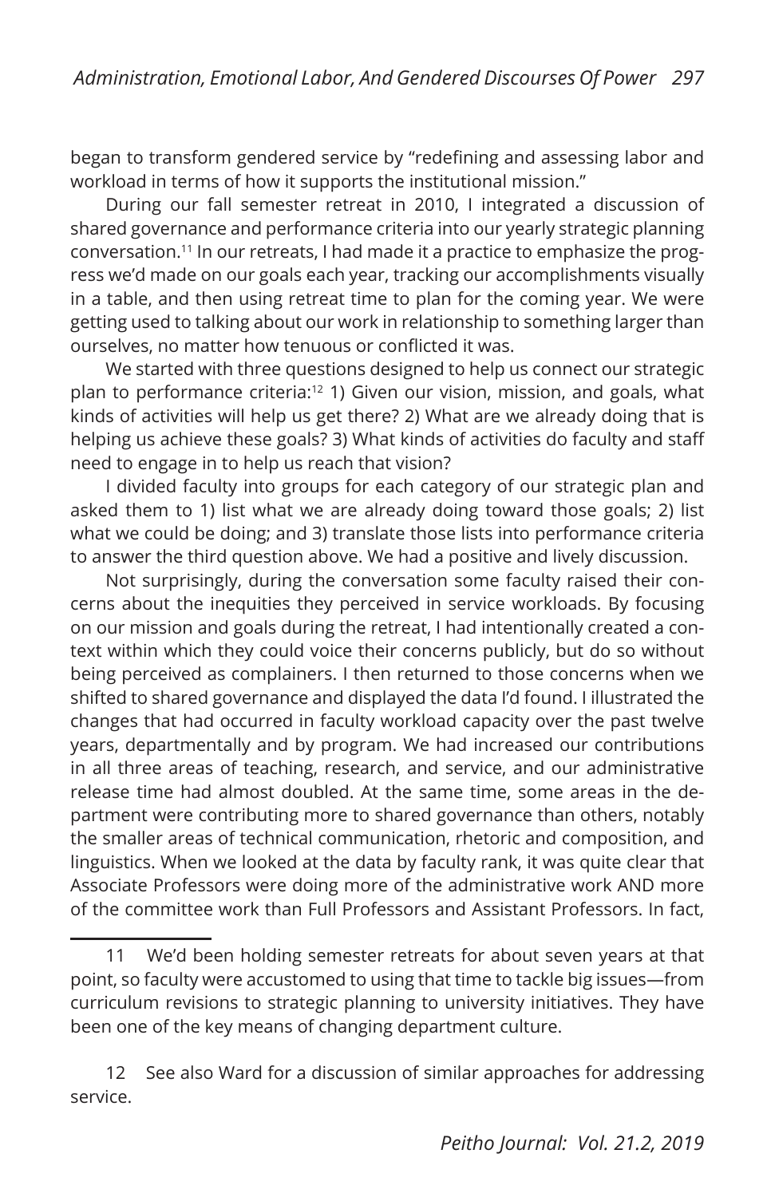began to transform gendered service by "redefining and assessing labor and workload in terms of how it supports the institutional mission."

During our fall semester retreat in 2010, I integrated a discussion of shared governance and performance criteria into our yearly strategic planning conversation.[11] In our retreats, I had made it a practice to emphasize the progress we'd made on our goals each year, tracking our accomplishments visually in a table, and then using retreat time to plan for the coming year. We were getting used to talking about our work in relationship to something larger than ourselves, no matter how tenuous or conflicted it was.

We started with three questions designed to help us connect our strategic plan to performance criteria:[12] 1) Given our vision, mission, and goals, what kinds of activities will help us get there? 2) What are we already doing that is helping us achieve these goals? 3) What kinds of activities do faculty and staff need to engage in to help us reach that vision?

I divided faculty into groups for each category of our strategic plan and asked them to 1) list what we are already doing toward those goals; 2) list what we could be doing; and 3) translate those lists into performance criteria to answer the third question above. We had a positive and lively discussion.

Not surprisingly, during the conversation some faculty raised their concerns about the inequities they perceived in service workloads. By focusing on our mission and goals during the retreat, I had intentionally created a context within which they could voice their concerns publicly, but do so without being perceived as complainers. I then returned to those concerns when we shifted to shared governance and displayed the data I'd found. I illustrated the changes that had occurred in faculty workload capacity over the past twelve years, departmentally and by program. We had increased our contributions in all three areas of teaching, research, and service, and our administrative release time had almost doubled. At the same time, some areas in the department were contributing more to shared governance than others, notably the smaller areas of technical communication, rhetoric and composition, and linguistics. When we looked at the data by faculty rank, it was quite clear that Associate Professors were doing more of the administrative work AND more of the committee work than Full Professors and Assistant Professors. In fact,

---

11 We'd been holding semester retreats for about seven years at that point, so faculty were accustomed to using that time to tackle big issues—from curriculum revisions to strategic planning to university initiatives. They have been one of the key means of changing department culture.

12 See also Ward for a discussion of similar approaches for addressing service.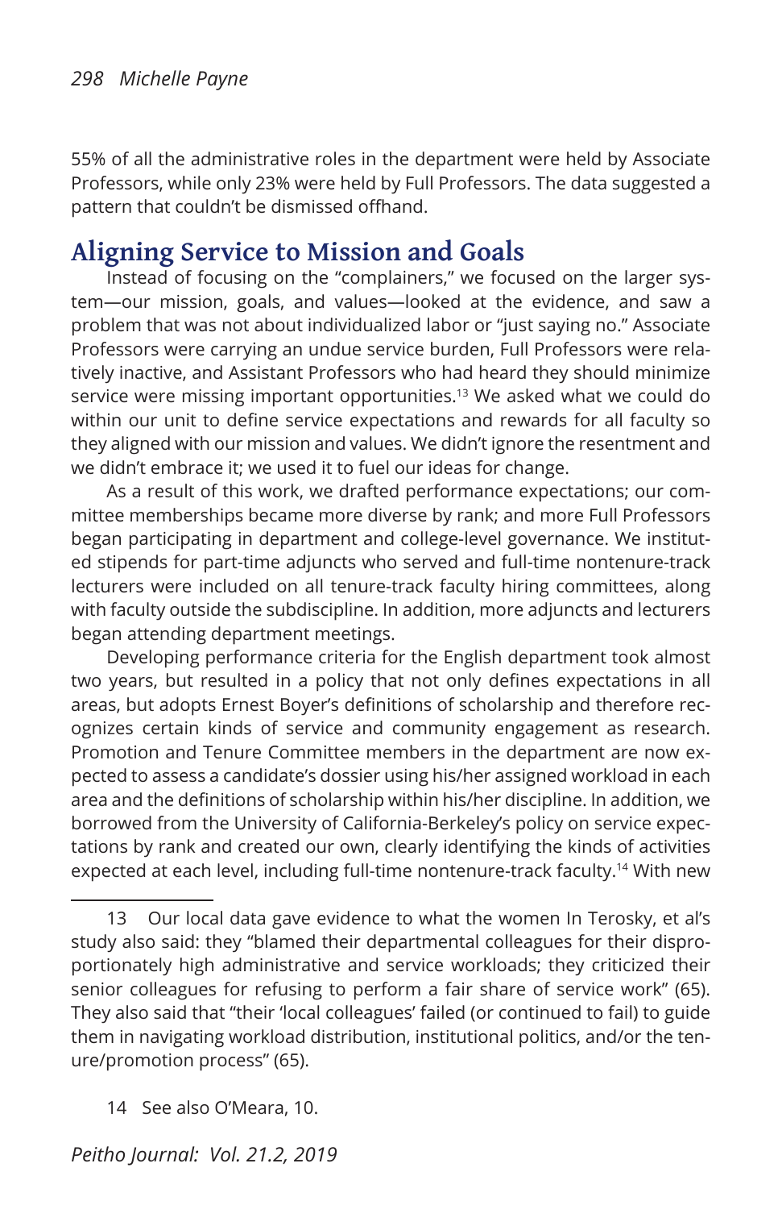55% of all the administrative roles in the department were held by Associate Professors, while only 23% were held by Full Professors. The data suggested a pattern that couldn't be dismissed offhand.

## Aligning Service to Mission and Goals

Instead of focusing on the "complainers," we focused on the larger system—our mission, goals, and values—looked at the evidence, and saw a problem that was not about individualized labor or "just saying no." Associate Professors were carrying an undue service burden, Full Professors were relatively inactive, and Assistant Professors who had heard they should minimize service were missing important opportunities.[13] We asked what we could do within our unit to define service expectations and rewards for all faculty so they aligned with our mission and values. We didn't ignore the resentment and we didn't embrace it; we used it to fuel our ideas for change.

As a result of this work, we drafted performance expectations; our committee memberships became more diverse by rank; and more Full Professors began participating in department and college-level governance. We instituted stipends for part-time adjuncts who served and full-time nontenure-track lecturers were included on all tenure-track faculty hiring committees, along with faculty outside the subdiscipline. In addition, more adjuncts and lecturers began attending department meetings.

Developing performance criteria for the English department took almost two years, but resulted in a policy that not only defines expectations in all areas, but adopts Ernest Boyer's definitions of scholarship and therefore recognizes certain kinds of service and community engagement as research. Promotion and Tenure Committee members in the department are now expected to assess a candidate's dossier using his/her assigned workload in each area and the definitions of scholarship within his/her discipline. In addition, we borrowed from the University of California-Berkeley's policy on service expectations by rank and created our own, clearly identifying the kinds of activities expected at each level, including full-time nontenure-track faculty.[14] With new

---

13 Our local data gave evidence to what the women In Terosky, et al's study also said: they "blamed their departmental colleagues for their disproportionately high administrative and service workloads; they criticized their senior colleagues for refusing to perform a fair share of service work" (65). They also said that "their 'local colleagues' failed (or continued to fail) to guide them in navigating workload distribution, institutional politics, and/or the tenure/promotion process" (65).

14 See also O'Meara, 10.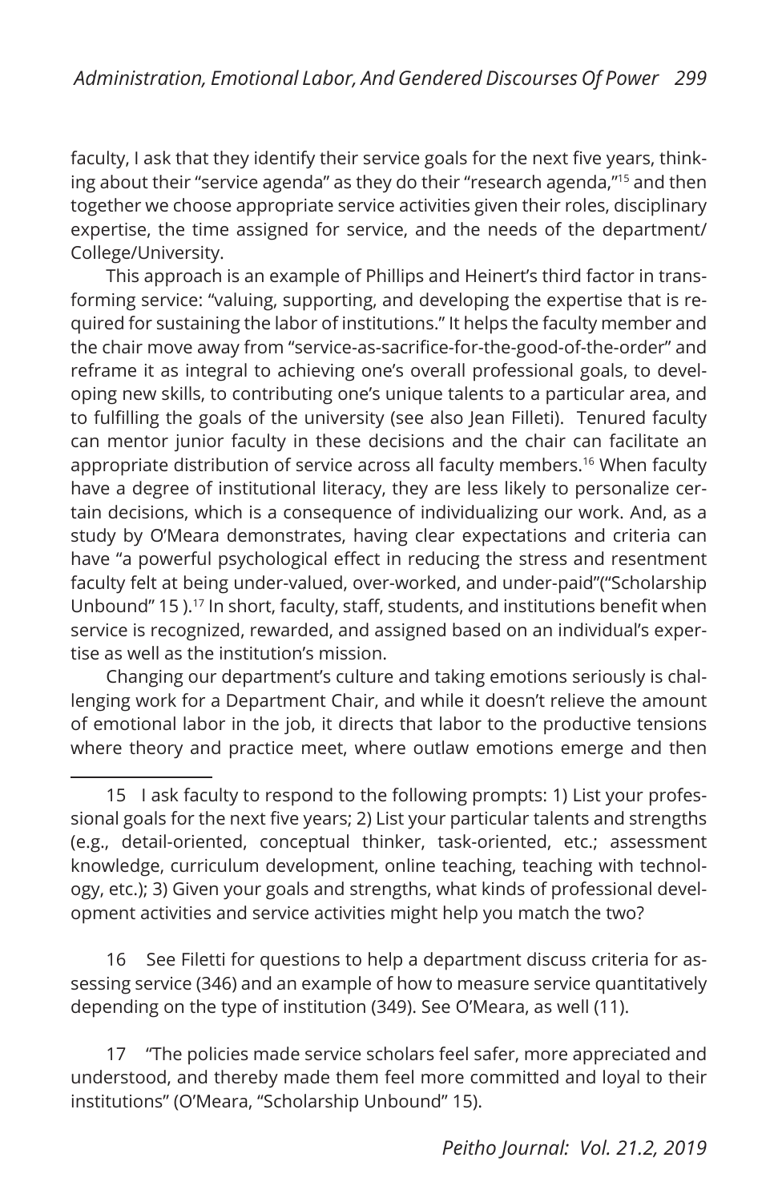faculty, I ask that they identify their service goals for the next five years, thinking about their "service agenda" as they do their "research agenda,"[15] and then together we choose appropriate service activities given their roles, disciplinary expertise, the time assigned for service, and the needs of the department/College/University.

This approach is an example of Phillips and Heinert's third factor in transforming service: "valuing, supporting, and developing the expertise that is required for sustaining the labor of institutions." It helps the faculty member and the chair move away from "service-as-sacrifice-for-the-good-of-the-order" and reframe it as integral to achieving one's overall professional goals, to developing new skills, to contributing one's unique talents to a particular area, and to fulfilling the goals of the university (see also Jean Filleti). Tenured faculty can mentor junior faculty in these decisions and the chair can facilitate an appropriate distribution of service across all faculty members.[16] When faculty have a degree of institutional literacy, they are less likely to personalize certain decisions, which is a consequence of individualizing our work. And, as a study by O'Meara demonstrates, having clear expectations and criteria can have "a powerful psychological effect in reducing the stress and resentment faculty felt at being under-valued, over-worked, and under-paid"("Scholarship Unbound" 15 ).[17] In short, faculty, staff, students, and institutions benefit when service is recognized, rewarded, and assigned based on an individual's expertise as well as the institution's mission.

Changing our department's culture and taking emotions seriously is challenging work for a Department Chair, and while it doesn't relieve the amount of emotional labor in the job, it directs that labor to the productive tensions where theory and practice meet, where outlaw emotions emerge and then

---

15 I ask faculty to respond to the following prompts: 1) List your professional goals for the next five years; 2) List your particular talents and strengths (e.g., detail-oriented, conceptual thinker, task-oriented, etc.; assessment knowledge, curriculum development, online teaching, teaching with technology, etc.); 3) Given your goals and strengths, what kinds of professional development activities and service activities might help you match the two?

16 See Filetti for questions to help a department discuss criteria for assessing service (346) and an example of how to measure service quantitatively depending on the type of institution (349). See O'Meara, as well (11).

17 "The policies made service scholars feel safer, more appreciated and understood, and thereby made them feel more committed and loyal to their institutions" (O'Meara, "Scholarship Unbound" 15).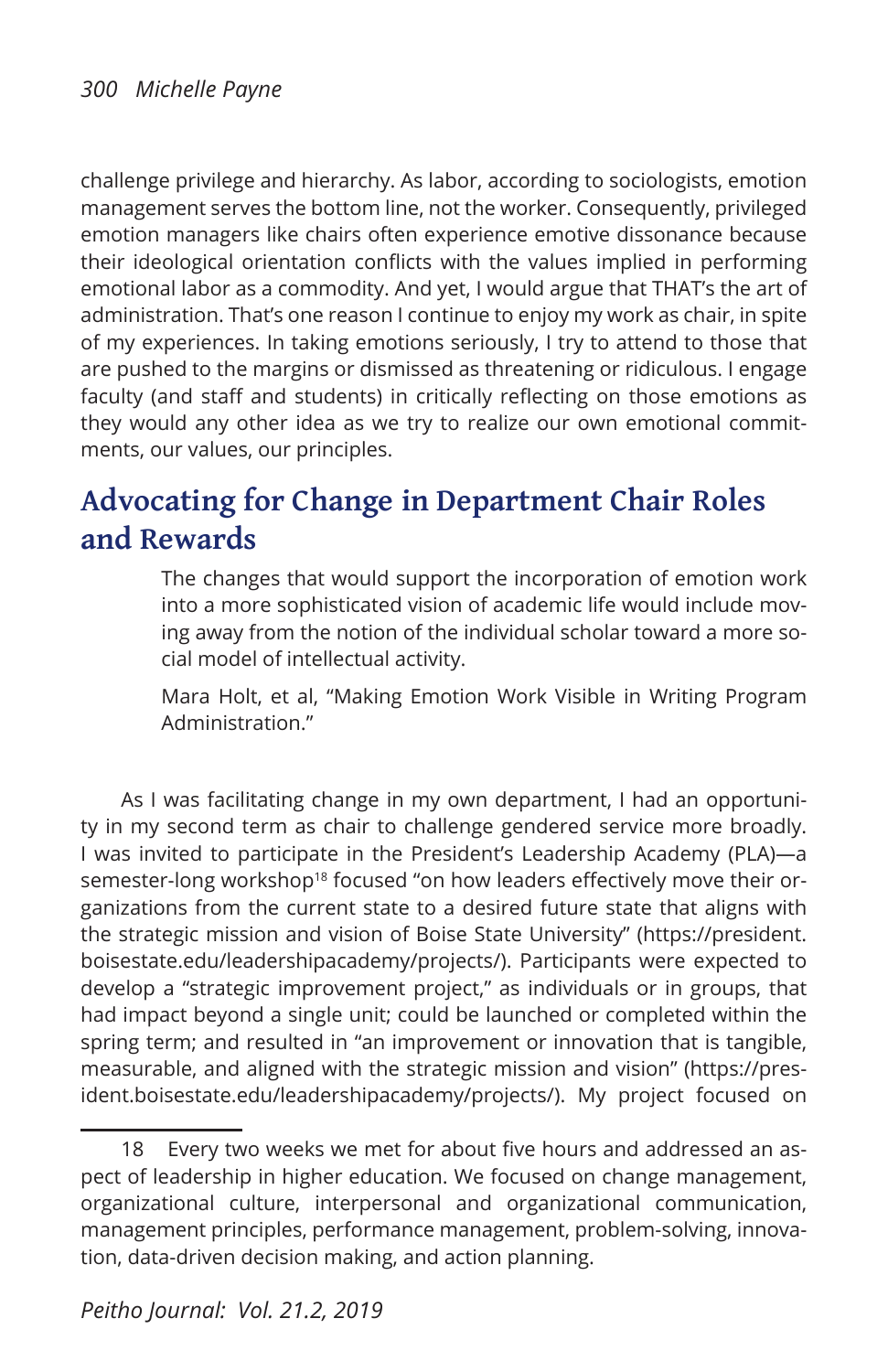challenge privilege and hierarchy. As labor, according to sociologists, emotion management serves the bottom line, not the worker. Consequently, privileged emotion managers like chairs often experience emotive dissonance because their ideological orientation conflicts with the values implied in performing emotional labor as a commodity. And yet, I would argue that THAT's the art of administration. That's one reason I continue to enjoy my work as chair, in spite of my experiences. In taking emotions seriously, I try to attend to those that are pushed to the margins or dismissed as threatening or ridiculous. I engage faculty (and staff and students) in critically reflecting on those emotions as they would any other idea as we try to realize our own emotional commitments, our values, our principles.

## Advocating for Change in Department Chair Roles and Rewards

> The changes that would support the incorporation of emotion work into a more sophisticated vision of academic life would include moving away from the notion of the individual scholar toward a more social model of intellectual activity.
>
> Mara Holt, et al, "Making Emotion Work Visible in Writing Program Administration."

As I was facilitating change in my own department, I had an opportunity in my second term as chair to challenge gendered service more broadly. I was invited to participate in the President's Leadership Academy (PLA)—a semester-long workshop[18] focused "on how leaders effectively move their organizations from the current state to a desired future state that aligns with the strategic mission and vision of Boise State University" (https://president.boisestate.edu/leadershipacademy/projects/). Participants were expected to develop a "strategic improvement project," as individuals or in groups, that had impact beyond a single unit; could be launched or completed within the spring term; and resulted in "an improvement or innovation that is tangible, measurable, and aligned with the strategic mission and vision" (https://president.boisestate.edu/leadershipacademy/projects/). My project focused on

18 Every two weeks we met for about five hours and addressed an aspect of leadership in higher education. We focused on change management, organizational culture, interpersonal and organizational communication, management principles, performance management, problem-solving, innovation, data-driven decision making, and action planning.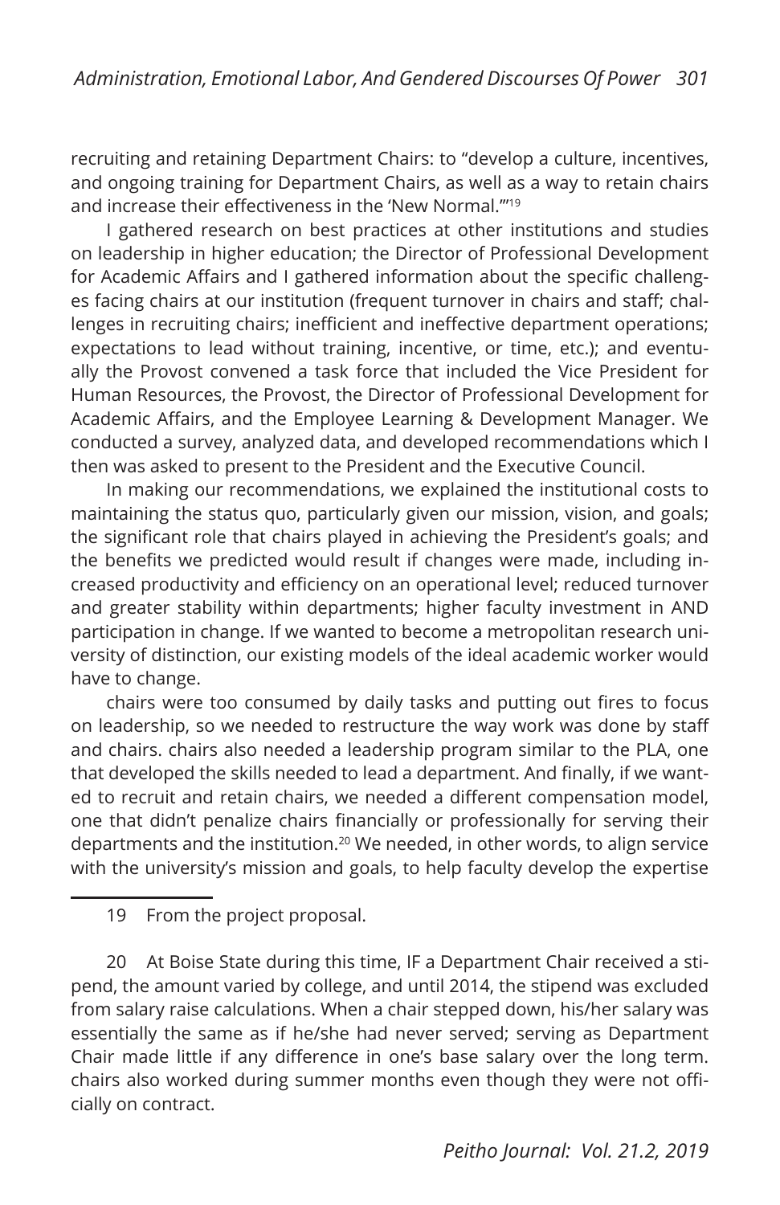recruiting and retaining Department Chairs: to "develop a culture, incentives, and ongoing training for Department Chairs, as well as a way to retain chairs and increase their effectiveness in the 'New Normal.'"[19]

I gathered research on best practices at other institutions and studies on leadership in higher education; the Director of Professional Development for Academic Affairs and I gathered information about the specific challenges facing chairs at our institution (frequent turnover in chairs and staff; challenges in recruiting chairs; inefficient and ineffective department operations; expectations to lead without training, incentive, or time, etc.); and eventually the Provost convened a task force that included the Vice President for Human Resources, the Provost, the Director of Professional Development for Academic Affairs, and the Employee Learning & Development Manager. We conducted a survey, analyzed data, and developed recommendations which I then was asked to present to the President and the Executive Council.

In making our recommendations, we explained the institutional costs to maintaining the status quo, particularly given our mission, vision, and goals; the significant role that chairs played in achieving the President's goals; and the benefits we predicted would result if changes were made, including increased productivity and efficiency on an operational level; reduced turnover and greater stability within departments; higher faculty investment in AND participation in change. If we wanted to become a metropolitan research university of distinction, our existing models of the ideal academic worker would have to change.

chairs were too consumed by daily tasks and putting out fires to focus on leadership, so we needed to restructure the way work was done by staff and chairs. chairs also needed a leadership program similar to the PLA, one that developed the skills needed to lead a department. And finally, if we wanted to recruit and retain chairs, we needed a different compensation model, one that didn't penalize chairs financially or professionally for serving their departments and the institution.[20] We needed, in other words, to align service with the university's mission and goals, to help faculty develop the expertise

---

19 From the project proposal.

20 At Boise State during this time, IF a Department Chair received a stipend, the amount varied by college, and until 2014, the stipend was excluded from salary raise calculations. When a chair stepped down, his/her salary was essentially the same as if he/she had never served; serving as Department Chair made little if any difference in one's base salary over the long term. chairs also worked during summer months even though they were not officially on contract.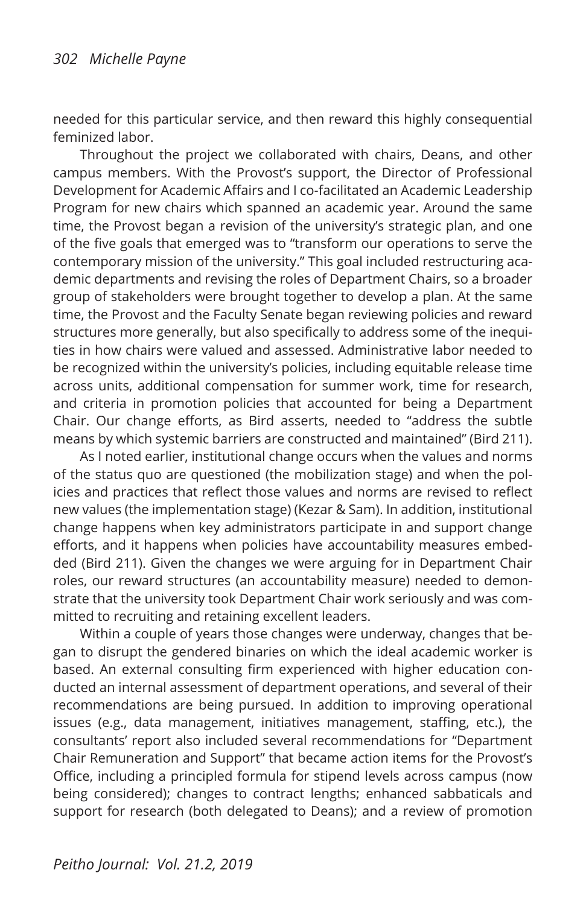needed for this particular service, and then reward this highly consequential feminized labor.

Throughout the project we collaborated with chairs, Deans, and other campus members. With the Provost's support, the Director of Professional Development for Academic Affairs and I co-facilitated an Academic Leadership Program for new chairs which spanned an academic year. Around the same time, the Provost began a revision of the university's strategic plan, and one of the five goals that emerged was to "transform our operations to serve the contemporary mission of the university." This goal included restructuring academic departments and revising the roles of Department Chairs, so a broader group of stakeholders were brought together to develop a plan. At the same time, the Provost and the Faculty Senate began reviewing policies and reward structures more generally, but also specifically to address some of the inequities in how chairs were valued and assessed. Administrative labor needed to be recognized within the university's policies, including equitable release time across units, additional compensation for summer work, time for research, and criteria in promotion policies that accounted for being a Department Chair. Our change efforts, as Bird asserts, needed to "address the subtle means by which systemic barriers are constructed and maintained" (Bird 211).

As I noted earlier, institutional change occurs when the values and norms of the status quo are questioned (the mobilization stage) and when the policies and practices that reflect those values and norms are revised to reflect new values (the implementation stage) (Kezar & Sam). In addition, institutional change happens when key administrators participate in and support change efforts, and it happens when policies have accountability measures embedded (Bird 211). Given the changes we were arguing for in Department Chair roles, our reward structures (an accountability measure) needed to demonstrate that the university took Department Chair work seriously and was committed to recruiting and retaining excellent leaders.

Within a couple of years those changes were underway, changes that began to disrupt the gendered binaries on which the ideal academic worker is based. An external consulting firm experienced with higher education conducted an internal assessment of department operations, and several of their recommendations are being pursued. In addition to improving operational issues (e.g., data management, initiatives management, staffing, etc.), the consultants' report also included several recommendations for "Department Chair Remuneration and Support" that became action items for the Provost's Office, including a principled formula for stipend levels across campus (now being considered); changes to contract lengths; enhanced sabbaticals and support for research (both delegated to Deans); and a review of promotion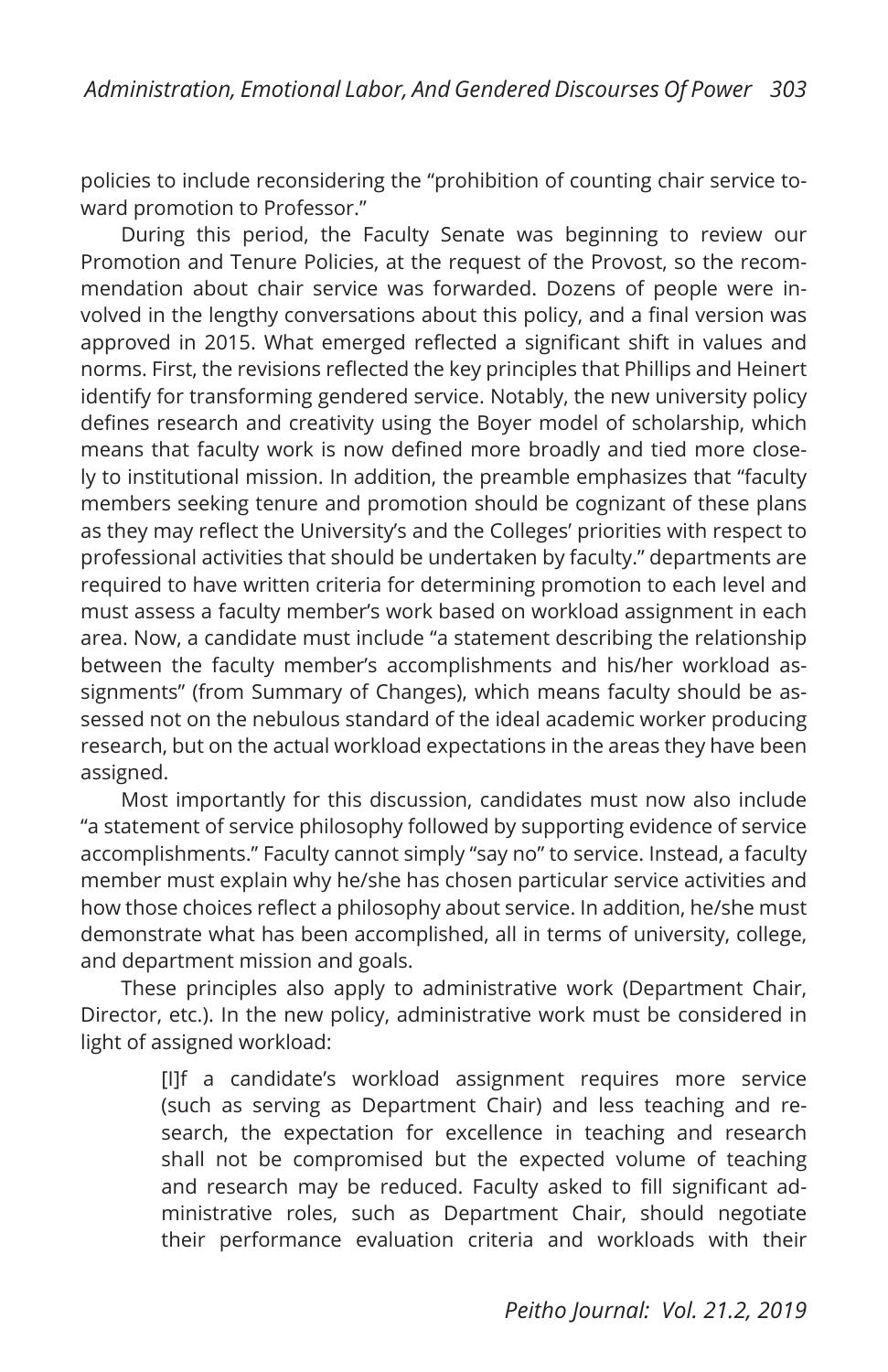policies to include reconsidering the "prohibition of counting chair service toward promotion to Professor."

During this period, the Faculty Senate was beginning to review our Promotion and Tenure Policies, at the request of the Provost, so the recommendation about chair service was forwarded. Dozens of people were involved in the lengthy conversations about this policy, and a final version was approved in 2015. What emerged reflected a significant shift in values and norms. First, the revisions reflected the key principles that Phillips and Heinert identify for transforming gendered service. Notably, the new university policy defines research and creativity using the Boyer model of scholarship, which means that faculty work is now defined more broadly and tied more closely to institutional mission. In addition, the preamble emphasizes that "faculty members seeking tenure and promotion should be cognizant of these plans as they may reflect the University's and the Colleges' priorities with respect to professional activities that should be undertaken by faculty." departments are required to have written criteria for determining promotion to each level and must assess a faculty member's work based on workload assignment in each area. Now, a candidate must include "a statement describing the relationship between the faculty member's accomplishments and his/her workload assignments" (from Summary of Changes), which means faculty should be assessed not on the nebulous standard of the ideal academic worker producing research, but on the actual workload expectations in the areas they have been assigned.

Most importantly for this discussion, candidates must now also include "a statement of service philosophy followed by supporting evidence of service accomplishments." Faculty cannot simply "say no" to service. Instead, a faculty member must explain why he/she has chosen particular service activities and how those choices reflect a philosophy about service. In addition, he/she must demonstrate what has been accomplished, all in terms of university, college, and department mission and goals.

These principles also apply to administrative work (Department Chair, Director, etc.). In the new policy, administrative work must be considered in light of assigned workload:

> [I]f a candidate's workload assignment requires more service (such as serving as Department Chair) and less teaching and research, the expectation for excellence in teaching and research shall not be compromised but the expected volume of teaching and research may be reduced. Faculty asked to fill significant administrative roles, such as Department Chair, should negotiate their performance evaluation criteria and workloads with their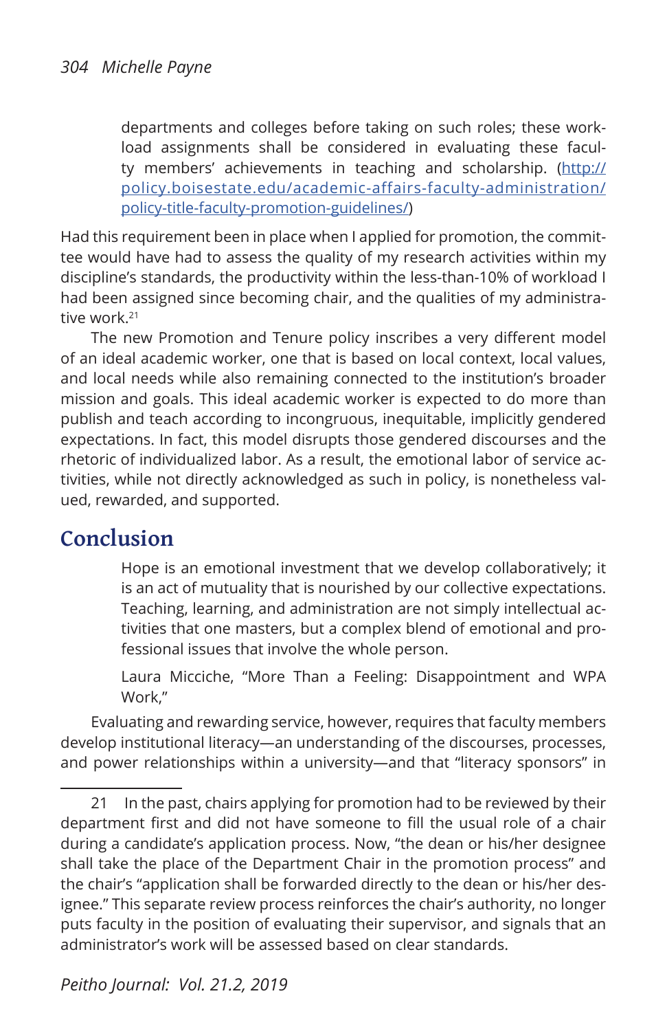> departments and colleges before taking on such roles; these workload assignments shall be considered in evaluating these faculty members' achievements in teaching and scholarship. ([http://policy.boisestate.edu/academic-affairs-faculty-administration/policy-title-faculty-promotion-guidelines/](http://policy.boisestate.edu/academic-affairs-faculty-administration/policy-title-faculty-promotion-guidelines/))

Had this requirement been in place when I applied for promotion, the committee would have had to assess the quality of my research activities within my discipline's standards, the productivity within the less-than-10% of workload I had been assigned since becoming chair, and the qualities of my administrative work.[21]

The new Promotion and Tenure policy inscribes a very different model of an ideal academic worker, one that is based on local context, local values, and local needs while also remaining connected to the institution's broader mission and goals. This ideal academic worker is expected to do more than publish and teach according to incongruous, inequitable, implicitly gendered expectations. In fact, this model disrupts those gendered discourses and the rhetoric of individualized labor. As a result, the emotional labor of service activities, while not directly acknowledged as such in policy, is nonetheless valued, rewarded, and supported.

## Conclusion

> Hope is an emotional investment that we develop collaboratively; it is an act of mutuality that is nourished by our collective expectations. Teaching, learning, and administration are not simply intellectual activities that one masters, but a complex blend of emotional and professional issues that involve the whole person.
>
> Laura Micciche, "More Than a Feeling: Disappointment and WPA Work,"

Evaluating and rewarding service, however, requires that faculty members develop institutional literacy—an understanding of the discourses, processes, and power relationships within a university—and that "literacy sponsors" in

---

21 In the past, chairs applying for promotion had to be reviewed by their department first and did not have someone to fill the usual role of a chair during a candidate's application process. Now, "the dean or his/her designee shall take the place of the Department Chair in the promotion process" and the chair's "application shall be forwarded directly to the dean or his/her designee." This separate review process reinforces the chair's authority, no longer puts faculty in the position of evaluating their supervisor, and signals that an administrator's work will be assessed based on clear standards.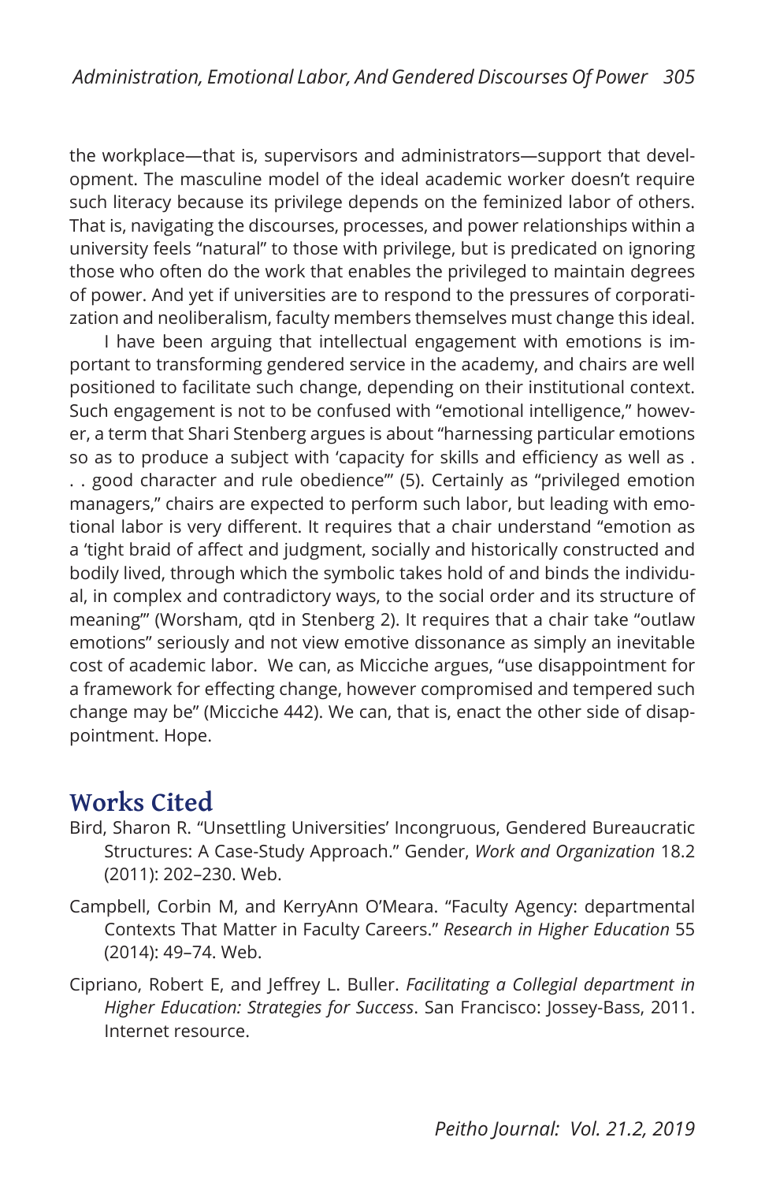the workplace—that is, supervisors and administrators—support that development. The masculine model of the ideal academic worker doesn't require such literacy because its privilege depends on the feminized labor of others. That is, navigating the discourses, processes, and power relationships within a university feels "natural" to those with privilege, but is predicated on ignoring those who often do the work that enables the privileged to maintain degrees of power. And yet if universities are to respond to the pressures of corporatization and neoliberalism, faculty members themselves must change this ideal.

I have been arguing that intellectual engagement with emotions is important to transforming gendered service in the academy, and chairs are well positioned to facilitate such change, depending on their institutional context. Such engagement is not to be confused with "emotional intelligence," however, a term that Shari Stenberg argues is about "harnessing particular emotions so as to produce a subject with 'capacity for skills and efficiency as well as . . . good character and rule obedience'" (5). Certainly as "privileged emotion managers," chairs are expected to perform such labor, but leading with emotional labor is very different. It requires that a chair understand "emotion as a 'tight braid of affect and judgment, socially and historically constructed and bodily lived, through which the symbolic takes hold of and binds the individual, in complex and contradictory ways, to the social order and its structure of meaning'" (Worsham, qtd in Stenberg 2). It requires that a chair take "outlaw emotions" seriously and not view emotive dissonance as simply an inevitable cost of academic labor. We can, as Micciche argues, "use disappointment for a framework for effecting change, however compromised and tempered such change may be" (Micciche 442). We can, that is, enact the other side of disappointment. Hope.

## Works Cited

Bird, Sharon R. "Unsettling Universities' Incongruous, Gendered Bureaucratic Structures: A Case-Study Approach." Gender, *Work and Organization* 18.2 (2011): 202–230. Web.

Campbell, Corbin M, and KerryAnn O'Meara. "Faculty Agency: departmental Contexts That Matter in Faculty Careers." *Research in Higher Education* 55 (2014): 49–74. Web.

Cipriano, Robert E, and Jeffrey L. Buller. *Facilitating a Collegial department in Higher Education: Strategies for Success*. San Francisco: Jossey-Bass, 2011. Internet resource.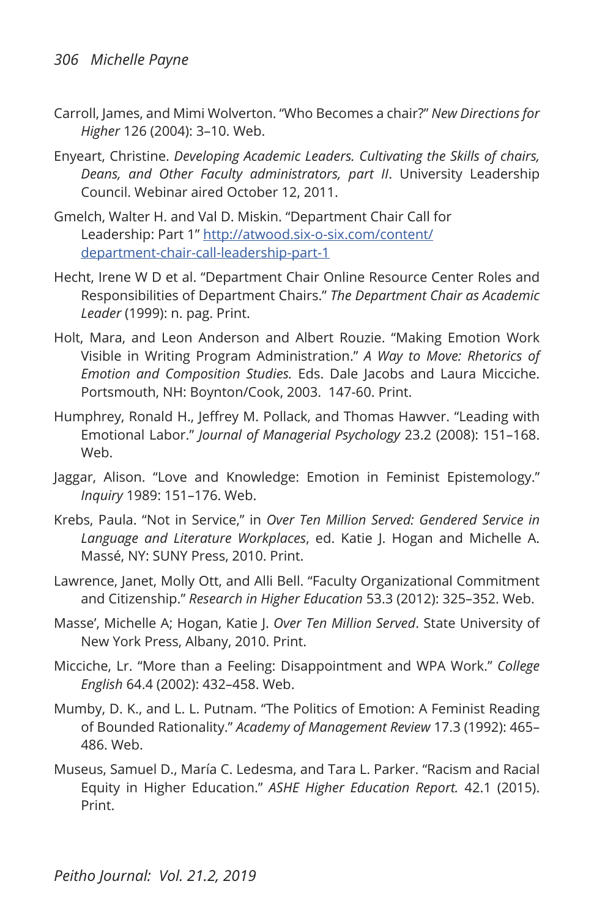Carroll, James, and Mimi Wolverton. "Who Becomes a chair?" *New Directions for Higher* 126 (2004): 3–10. Web.

Enyeart, Christine. *Developing Academic Leaders. Cultivating the Skills of chairs, Deans, and Other Faculty administrators, part II*. University Leadership Council. Webinar aired October 12, 2011.

Gmelch, Walter H. and Val D. Miskin. "Department Chair Call for Leadership: Part 1" [http://atwood.six-o-six.com/content/department-chair-call-leadership-part-1](http://atwood.six-o-six.com/content/department-chair-call-leadership-part-1)

Hecht, Irene W D et al. "Department Chair Online Resource Center Roles and Responsibilities of Department Chairs." *The Department Chair as Academic Leader* (1999): n. pag. Print.

Holt, Mara, and Leon Anderson and Albert Rouzie. "Making Emotion Work Visible in Writing Program Administration." *A Way to Move: Rhetorics of Emotion and Composition Studies.* Eds. Dale Jacobs and Laura Micciche. Portsmouth, NH: Boynton/Cook, 2003. 147-60. Print.

Humphrey, Ronald H., Jeffrey M. Pollack, and Thomas Hawver. "Leading with Emotional Labor." *Journal of Managerial Psychology* 23.2 (2008): 151–168. Web.

Jaggar, Alison. "Love and Knowledge: Emotion in Feminist Epistemology." *Inquiry* 1989: 151–176. Web.

Krebs, Paula. "Not in Service," in *Over Ten Million Served: Gendered Service in Language and Literature Workplaces*, ed. Katie J. Hogan and Michelle A. Massé, NY: SUNY Press, 2010. Print.

Lawrence, Janet, Molly Ott, and Alli Bell. "Faculty Organizational Commitment and Citizenship." *Research in Higher Education* 53.3 (2012): 325–352. Web.

Masse', Michelle A; Hogan, Katie J. *Over Ten Million Served*. State University of New York Press, Albany, 2010. Print.

Micciche, Lr. "More than a Feeling: Disappointment and WPA Work." *College English* 64.4 (2002): 432–458. Web.

Mumby, D. K., and L. L. Putnam. "The Politics of Emotion: A Feminist Reading of Bounded Rationality." *Academy of Management Review* 17.3 (1992): 465–486. Web.

Museus, Samuel D., María C. Ledesma, and Tara L. Parker. "Racism and Racial Equity in Higher Education." *ASHE Higher Education Report.* 42.1 (2015). Print.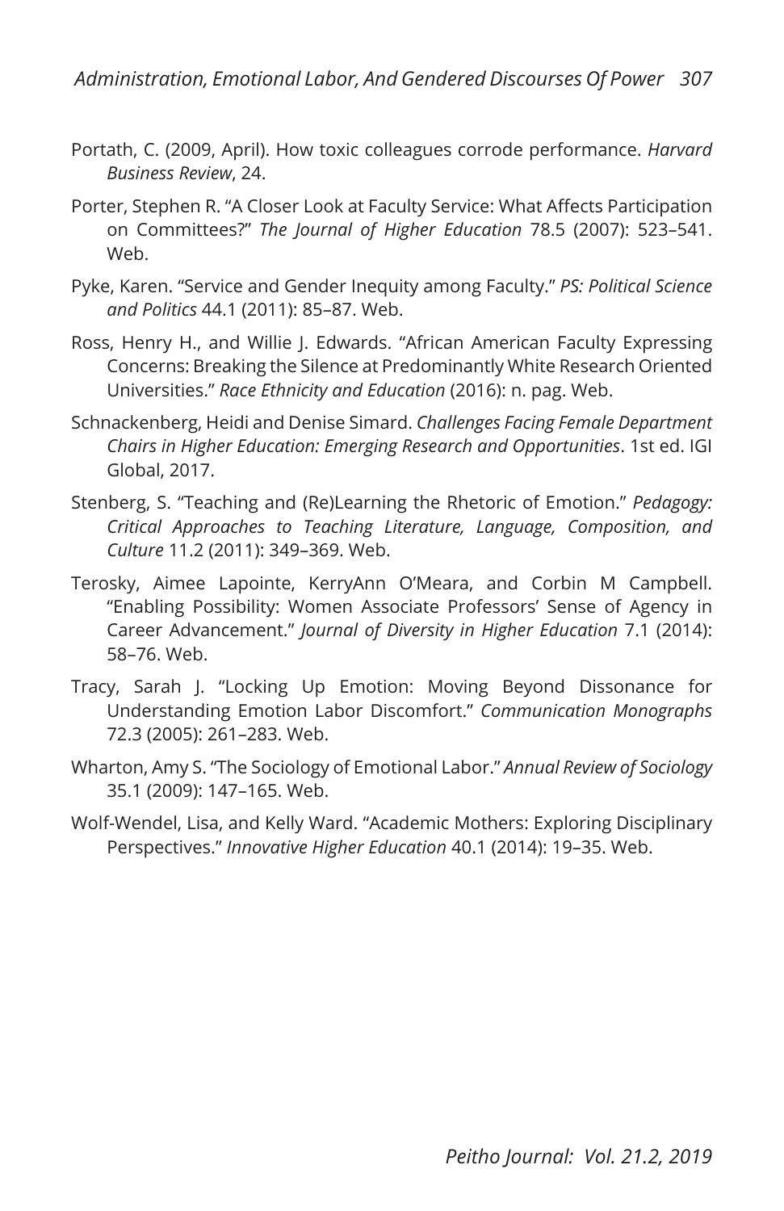Portath, C. (2009, April). How toxic colleagues corrode performance. *Harvard Business Review*, 24.

Porter, Stephen R. "A Closer Look at Faculty Service: What Affects Participation on Committees?" *The Journal of Higher Education* 78.5 (2007): 523–541. Web.

Pyke, Karen. "Service and Gender Inequity among Faculty." *PS: Political Science and Politics* 44.1 (2011): 85–87. Web.

Ross, Henry H., and Willie J. Edwards. "African American Faculty Expressing Concerns: Breaking the Silence at Predominantly White Research Oriented Universities." *Race Ethnicity and Education* (2016): n. pag. Web.

Schnackenberg, Heidi and Denise Simard. *Challenges Facing Female Department Chairs in Higher Education: Emerging Research and Opportunities*. 1st ed. IGI Global, 2017.

Stenberg, S. "Teaching and (Re)Learning the Rhetoric of Emotion." *Pedagogy: Critical Approaches to Teaching Literature, Language, Composition, and Culture* 11.2 (2011): 349–369. Web.

Terosky, Aimee Lapointe, KerryAnn O'Meara, and Corbin M Campbell. "Enabling Possibility: Women Associate Professors' Sense of Agency in Career Advancement." *Journal of Diversity in Higher Education* 7.1 (2014): 58–76. Web.

Tracy, Sarah J. "Locking Up Emotion: Moving Beyond Dissonance for Understanding Emotion Labor Discomfort." *Communication Monographs* 72.3 (2005): 261–283. Web.

Wharton, Amy S. "The Sociology of Emotional Labor." *Annual Review of Sociology* 35.1 (2009): 147–165. Web.

Wolf-Wendel, Lisa, and Kelly Ward. "Academic Mothers: Exploring Disciplinary Perspectives." *Innovative Higher Education* 40.1 (2014): 19–35. Web.